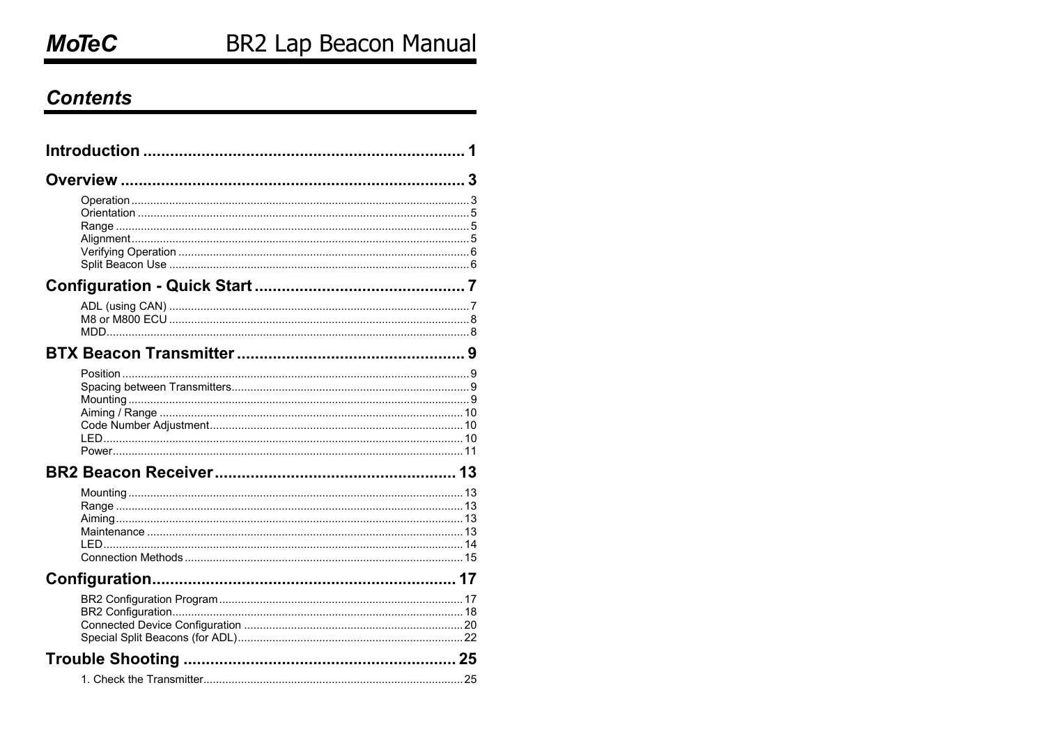# MoTeC BR2 Lap Beacon Manual

## Contents

**Introduction** ........................................................................ 1

**Overview** ............................................................................. 3

- Operation ........................................................................ 3
- Orientation ...................................................................... 5
- Range ............................................................................. 5
- Alignment ........................................................................ 5
- Verifying Operation .......................................................... 6
- Split Beacon Use .............................................................. 6

**Configuration - Quick Start** ............................................... 7

- ADL (using CAN) ............................................................... 7
- M8 or M800 ECU ............................................................... 8
- MDD................................................................................. 8

**BTX Beacon Transmitter** ................................................... 9

- Position ............................................................................ 9
- Spacing between Transmitters.......................................... 9
- Mounting .......................................................................... 9
- Aiming / Range ............................................................... 10
- Code Number Adjustment................................................ 10
- LED ................................................................................ 10
- Power.............................................................................. 11

**BR2 Beacon Receiver** ....................................................... 13

- Mounting ......................................................................... 13
- Range ............................................................................. 13
- Aiming ............................................................................. 13
- Maintenance ................................................................... 13
- LED ................................................................................ 14
- Connection Methods ........................................................ 15

**Configuration**.................................................................... 17

- BR2 Configuration Program ............................................. 17
- BR2 Configuration............................................................ 18
- Connected Device Configuration ..................................... 20
- Special Split Beacons (for ADL)........................................ 22

**Trouble Shooting** ............................................................. 25

- 1. Check the Transmitter.................................................. 25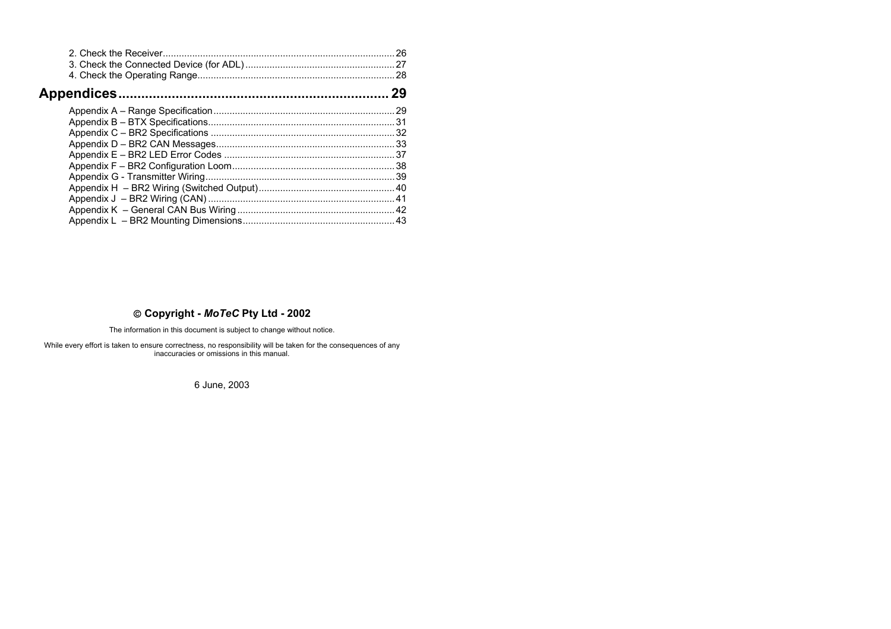2. Check the Receiver ........................................................................................ 26
3. Check the Connected Device (for ADL) ........................................................ 27
4. Check the Operating Range .......................................................................... 28

# Appendices ...................................................................... 29

Appendix A – Range Specification .................................................................... 29
Appendix B – BTX Specifications ...................................................................... 31
Appendix C – BR2 Specifications ..................................................................... 32
Appendix D – BR2 CAN Messages ................................................................... 33
Appendix E – BR2 LED Error Codes ................................................................ 37
Appendix F – BR2 Configuration Loom ............................................................. 38
Appendix G - Transmitter Wiring ....................................................................... 39
Appendix H – BR2 Wiring (Switched Output) ................................................... 40
Appendix J – BR2 Wiring (CAN) ...................................................................... 41
Appendix K – General CAN Bus Wiring ........................................................... 42
Appendix L – BR2 Mounting Dimensions ......................................................... 43

**© Copyright - *MoTeC* Pty Ltd - 2002**

The information in this document is subject to change without notice.

While every effort is taken to ensure correctness, no responsibility will be taken for the consequences of any inaccuracies or omissions in this manual.

6 June, 2003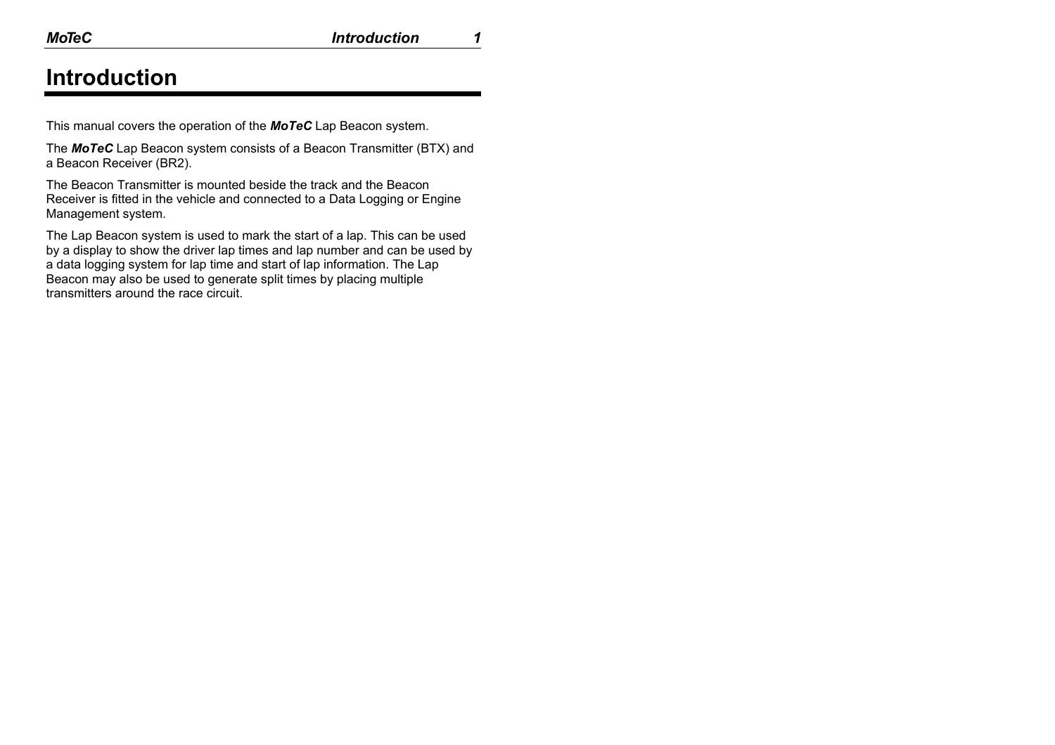# Introduction

This manual covers the operation of the ***MoTeC*** Lap Beacon system.

The ***MoTeC*** Lap Beacon system consists of a Beacon Transmitter (BTX) and a Beacon Receiver (BR2).

The Beacon Transmitter is mounted beside the track and the Beacon Receiver is fitted in the vehicle and connected to a Data Logging or Engine Management system.

The Lap Beacon system is used to mark the start of a lap. This can be used by a display to show the driver lap times and lap number and can be used by a data logging system for lap time and start of lap information. The Lap Beacon may also be used to generate split times by placing multiple transmitters around the race circuit.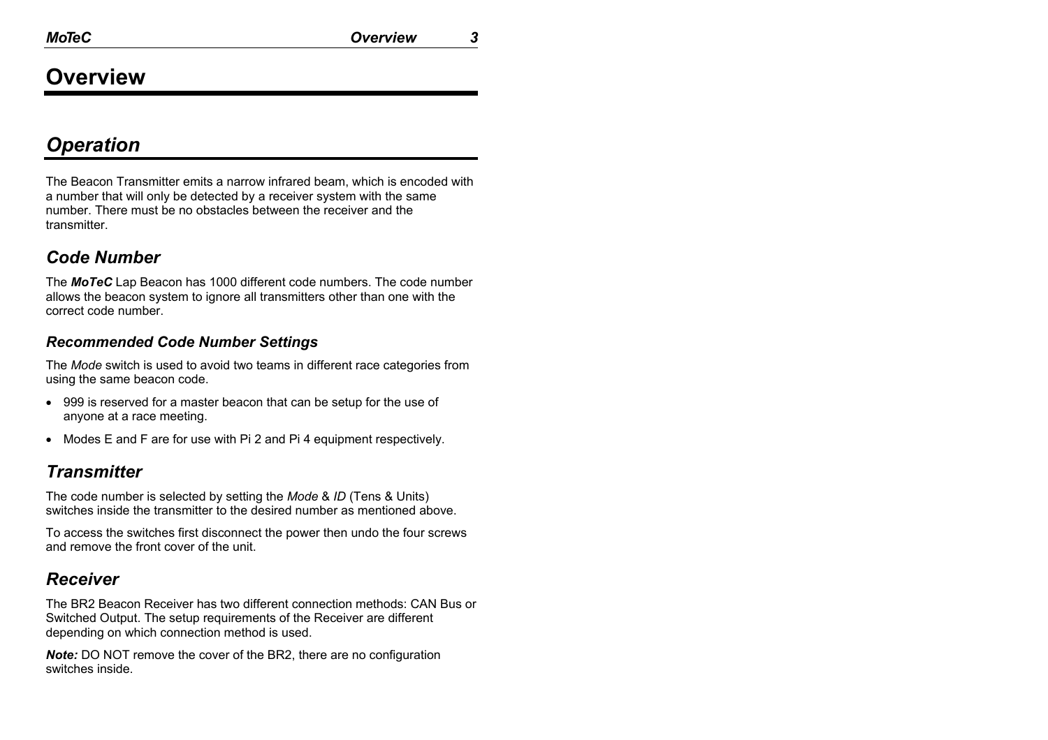# Overview

## Operation

The Beacon Transmitter emits a narrow infrared beam, which is encoded with a number that will only be detected by a receiver system with the same number. There must be no obstacles between the receiver and the transmitter.

### Code Number

The ***MoTeC*** Lap Beacon has 1000 different code numbers. The code number allows the beacon system to ignore all transmitters other than one with the correct code number.

#### Recommended Code Number Settings

The *Mode* switch is used to avoid two teams in different race categories from using the same beacon code.

- 999 is reserved for a master beacon that can be setup for the use of anyone at a race meeting.
- Modes E and F are for use with Pi 2 and Pi 4 equipment respectively.

### Transmitter

The code number is selected by setting the *Mode* & *ID* (Tens & Units) switches inside the transmitter to the desired number as mentioned above.

To access the switches first disconnect the power then undo the four screws and remove the front cover of the unit.

### Receiver

The BR2 Beacon Receiver has two different connection methods: CAN Bus or Switched Output. The setup requirements of the Receiver are different depending on which connection method is used.

***Note:*** DO NOT remove the cover of the BR2, there are no configuration switches inside.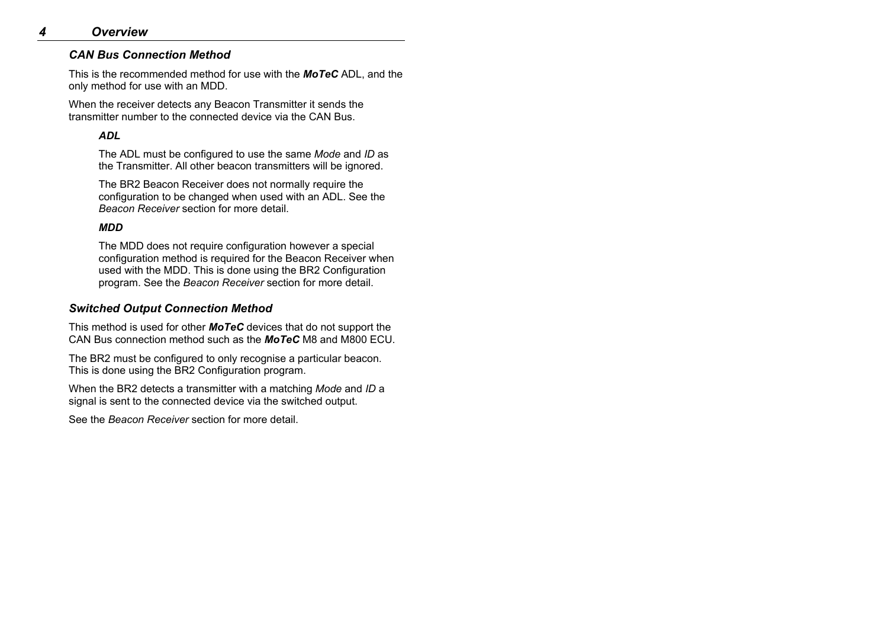### *CAN Bus Connection Method*

This is the recommended method for use with the ***MoTeC*** ADL, and the only method for use with an MDD.

When the receiver detects any Beacon Transmitter it sends the transmitter number to the connected device via the CAN Bus.

#### *ADL*

The ADL must be configured to use the same *Mode* and *ID* as the Transmitter. All other beacon transmitters will be ignored.

The BR2 Beacon Receiver does not normally require the configuration to be changed when used with an ADL. See the *Beacon Receiver* section for more detail.

#### *MDD*

The MDD does not require configuration however a special configuration method is required for the Beacon Receiver when used with the MDD. This is done using the BR2 Configuration program. See the *Beacon Receiver* section for more detail.

### *Switched Output Connection Method*

This method is used for other ***MoTeC*** devices that do not support the CAN Bus connection method such as the ***MoTeC*** M8 and M800 ECU.

The BR2 must be configured to only recognise a particular beacon. This is done using the BR2 Configuration program.

When the BR2 detects a transmitter with a matching *Mode* and *ID* a signal is sent to the connected device via the switched output.

See the *Beacon Receiver* section for more detail.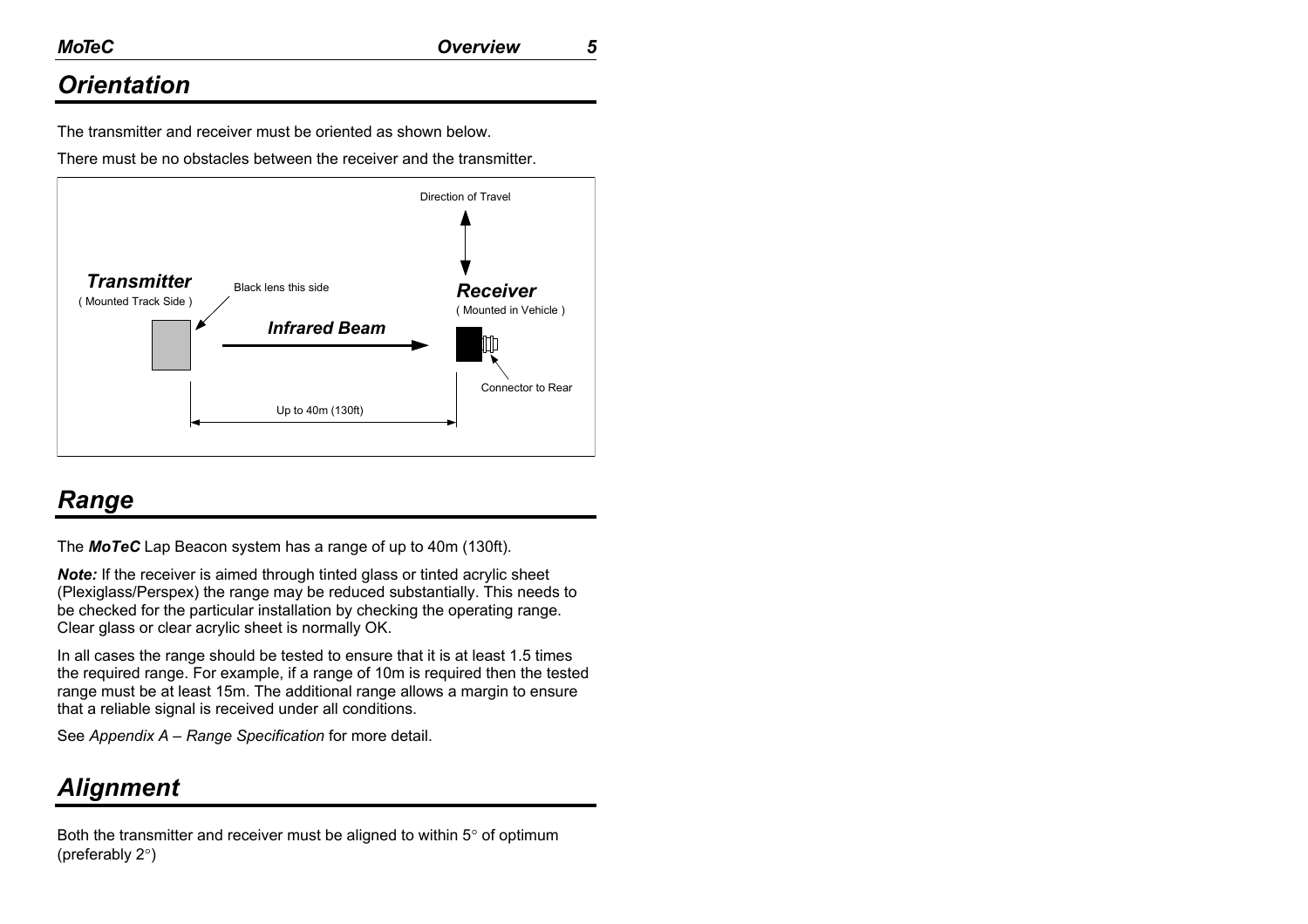# Orientation

The transmitter and receiver must be oriented as shown below.

There must be no obstacles between the receiver and the transmitter.

Direction of Travel

***Transmitter*** ( Mounted Track Side )

Black lens this side

***Infrared Beam***

***Receiver*** ( Mounted in Vehicle )

Connector to Rear

Up to 40m (130ft)

# Range

The ***MoTeC*** Lap Beacon system has a range of up to 40m (130ft).

***Note:*** If the receiver is aimed through tinted glass or tinted acrylic sheet (Plexiglass/Perspex) the range may be reduced substantially. This needs to be checked for the particular installation by checking the operating range. Clear glass or clear acrylic sheet is normally OK.

In all cases the range should be tested to ensure that it is at least 1.5 times the required range. For example, if a range of 10m is required then the tested range must be at least 15m. The additional range allows a margin to ensure that a reliable signal is received under all conditions.

See *Appendix A – Range Specification* for more detail.

# Alignment

Both the transmitter and receiver must be aligned to within 5° of optimum (preferably 2°)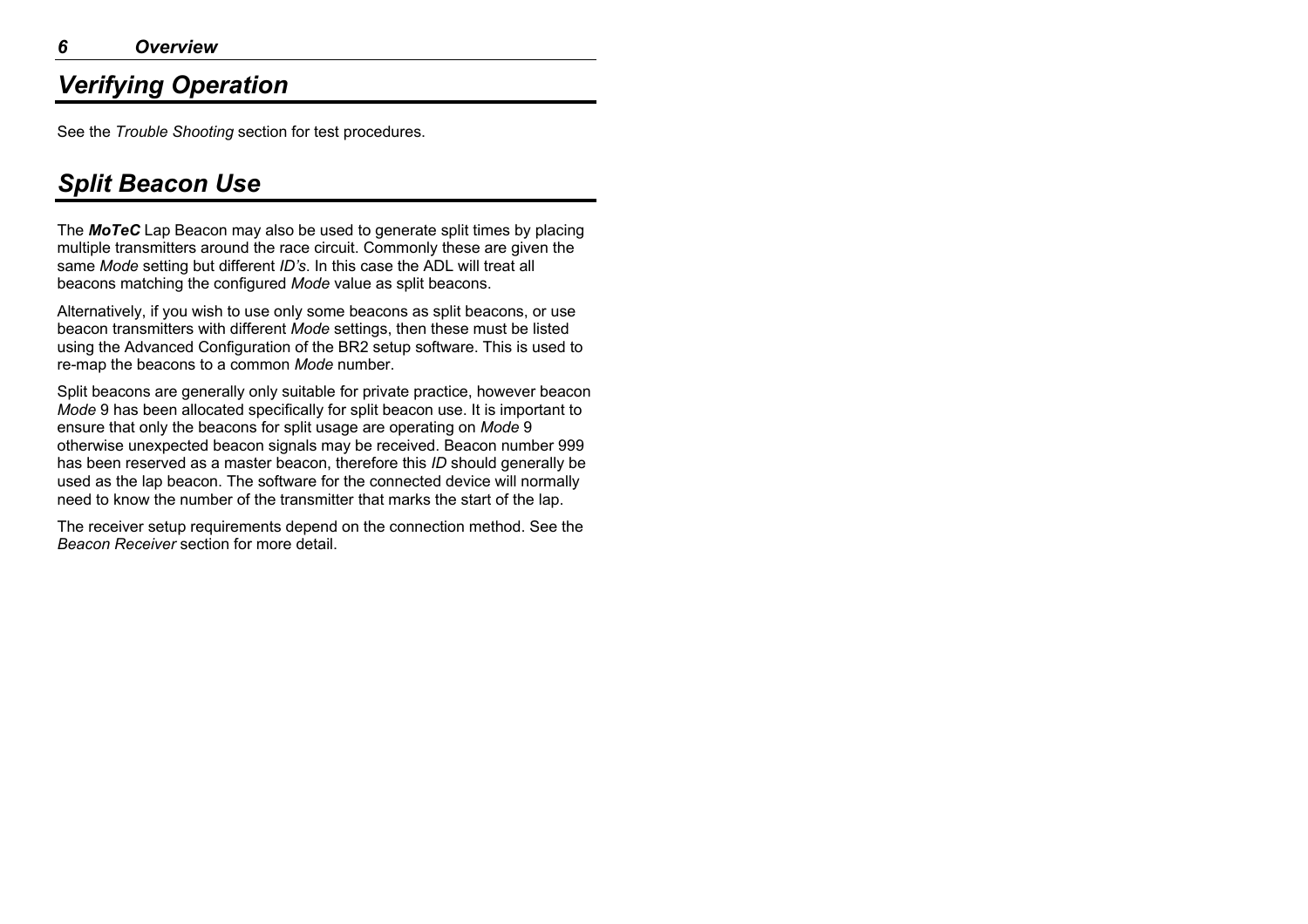## *Verifying Operation*

See the *Trouble Shooting* section for test procedures.

## *Split Beacon Use*

The ***MoTeC*** Lap Beacon may also be used to generate split times by placing multiple transmitters around the race circuit. Commonly these are given the same *Mode* setting but different *ID's*. In this case the ADL will treat all beacons matching the configured *Mode* value as split beacons.

Alternatively, if you wish to use only some beacons as split beacons, or use beacon transmitters with different *Mode* settings, then these must be listed using the Advanced Configuration of the BR2 setup software. This is used to re-map the beacons to a common *Mode* number.

Split beacons are generally only suitable for private practice, however beacon *Mode* 9 has been allocated specifically for split beacon use. It is important to ensure that only the beacons for split usage are operating on *Mode* 9 otherwise unexpected beacon signals may be received. Beacon number 999 has been reserved as a master beacon, therefore this *ID* should generally be used as the lap beacon. The software for the connected device will normally need to know the number of the transmitter that marks the start of the lap.

The receiver setup requirements depend on the connection method. See the *Beacon Receiver* section for more detail.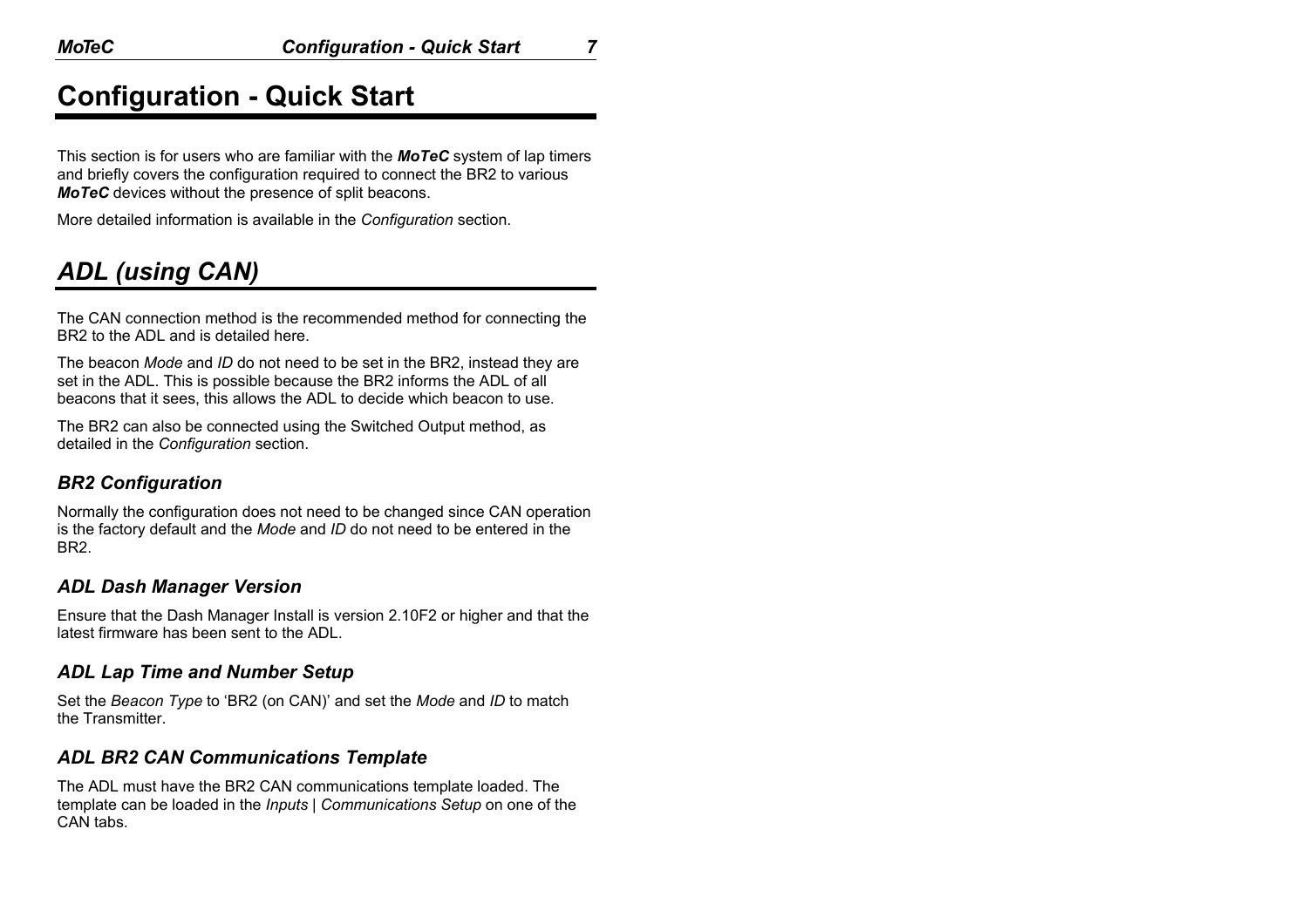# Configuration - Quick Start

This section is for users who are familiar with the ***MoTeC*** system of lap timers and briefly covers the configuration required to connect the BR2 to various ***MoTeC*** devices without the presence of split beacons.

More detailed information is available in the *Configuration* section.

## *ADL (using CAN)*

The CAN connection method is the recommended method for connecting the BR2 to the ADL and is detailed here.

The beacon *Mode* and *ID* do not need to be set in the BR2, instead they are set in the ADL. This is possible because the BR2 informs the ADL of all beacons that it sees, this allows the ADL to decide which beacon to use.

The BR2 can also be connected using the Switched Output method, as detailed in the *Configuration* section.

### *BR2 Configuration*

Normally the configuration does not need to be changed since CAN operation is the factory default and the *Mode* and *ID* do not need to be entered in the BR2.

### *ADL Dash Manager Version*

Ensure that the Dash Manager Install is version 2.10F2 or higher and that the latest firmware has been sent to the ADL.

### *ADL Lap Time and Number Setup*

Set the *Beacon Type* to 'BR2 (on CAN)' and set the *Mode* and *ID* to match the Transmitter.

### *ADL BR2 CAN Communications Template*

The ADL must have the BR2 CAN communications template loaded. The template can be loaded in the *Inputs* | *Communications Setup* on one of the CAN tabs.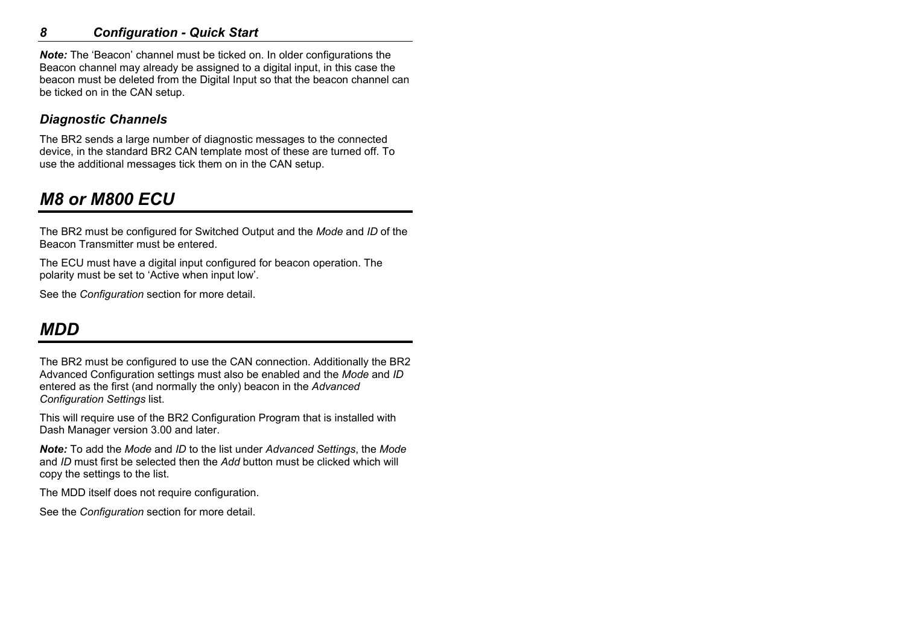***Note:*** The 'Beacon' channel must be ticked on. In older configurations the Beacon channel may already be assigned to a digital input, in this case the beacon must be deleted from the Digital Input so that the beacon channel can be ticked on in the CAN setup.

### *Diagnostic Channels*

The BR2 sends a large number of diagnostic messages to the connected device, in the standard BR2 CAN template most of these are turned off. To use the additional messages tick them on in the CAN setup.

## *M8 or M800 ECU*

The BR2 must be configured for Switched Output and the *Mode* and *ID* of the Beacon Transmitter must be entered.

The ECU must have a digital input configured for beacon operation. The polarity must be set to 'Active when input low'.

See the *Configuration* section for more detail.

## *MDD*

The BR2 must be configured to use the CAN connection. Additionally the BR2 Advanced Configuration settings must also be enabled and the *Mode* and *ID* entered as the first (and normally the only) beacon in the *Advanced Configuration Settings* list.

This will require use of the BR2 Configuration Program that is installed with Dash Manager version 3.00 and later.

***Note:*** To add the *Mode* and *ID* to the list under *Advanced Settings*, the *Mode* and *ID* must first be selected then the *Add* button must be clicked which will copy the settings to the list.

The MDD itself does not require configuration.

See the *Configuration* section for more detail.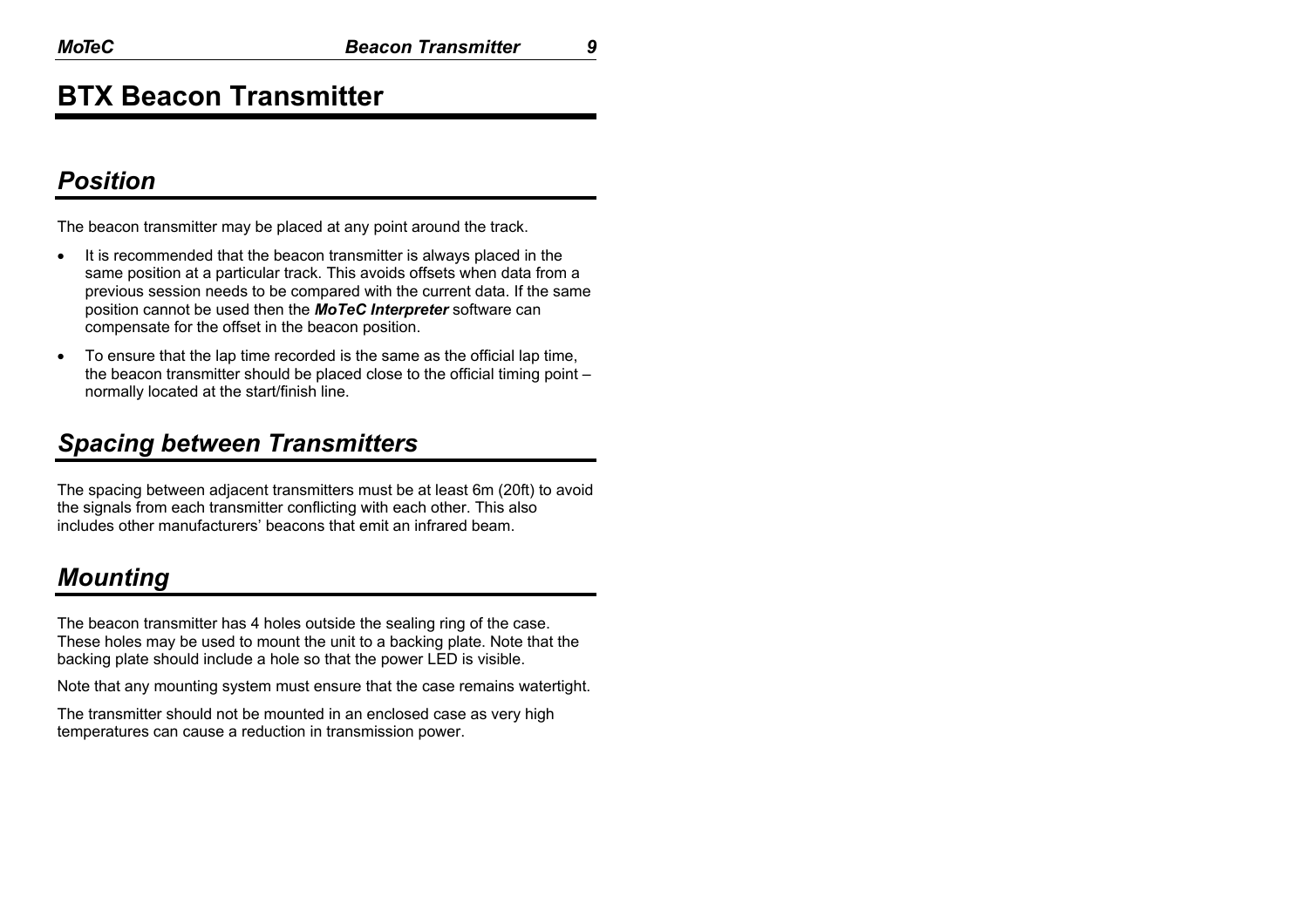# BTX Beacon Transmitter

## Position

The beacon transmitter may be placed at any point around the track.

- It is recommended that the beacon transmitter is always placed in the same position at a particular track. This avoids offsets when data from a previous session needs to be compared with the current data. If the same position cannot be used then the ***MoTeC Interpreter*** software can compensate for the offset in the beacon position.
- To ensure that the lap time recorded is the same as the official lap time, the beacon transmitter should be placed close to the official timing point – normally located at the start/finish line.

## Spacing between Transmitters

The spacing between adjacent transmitters must be at least 6m (20ft) to avoid the signals from each transmitter conflicting with each other. This also includes other manufacturers' beacons that emit an infrared beam.

## Mounting

The beacon transmitter has 4 holes outside the sealing ring of the case. These holes may be used to mount the unit to a backing plate. Note that the backing plate should include a hole so that the power LED is visible.

Note that any mounting system must ensure that the case remains watertight.

The transmitter should not be mounted in an enclosed case as very high temperatures can cause a reduction in transmission power.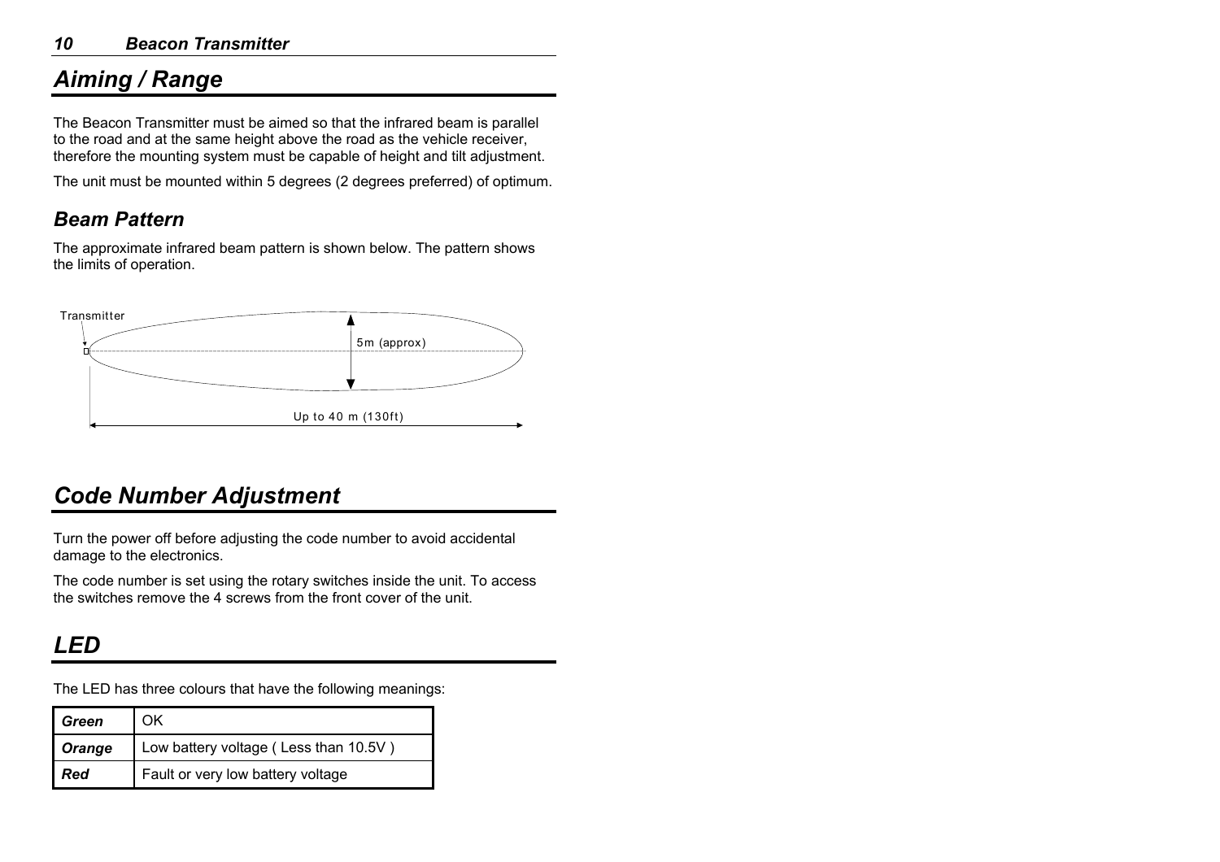## Aiming / Range

The Beacon Transmitter must be aimed so that the infrared beam is parallel to the road and at the same height above the road as the vehicle receiver, therefore the mounting system must be capable of height and tilt adjustment.

The unit must be mounted within 5 degrees (2 degrees preferred) of optimum.

### Beam Pattern

The approximate infrared beam pattern is shown below. The pattern shows the limits of operation.

Transmitter

5m (approx)

Up to 40 m (130ft)

## Code Number Adjustment

Turn the power off before adjusting the code number to avoid accidental damage to the electronics.

The code number is set using the rotary switches inside the unit. To access the switches remove the 4 screws from the front cover of the unit.

## LED

The LED has three colours that have the following meanings:

| | |
|---|---|
| ***Green*** | OK |
| ***Orange*** | Low battery voltage ( Less than 10.5V ) |
| ***Red*** | Fault or very low battery voltage |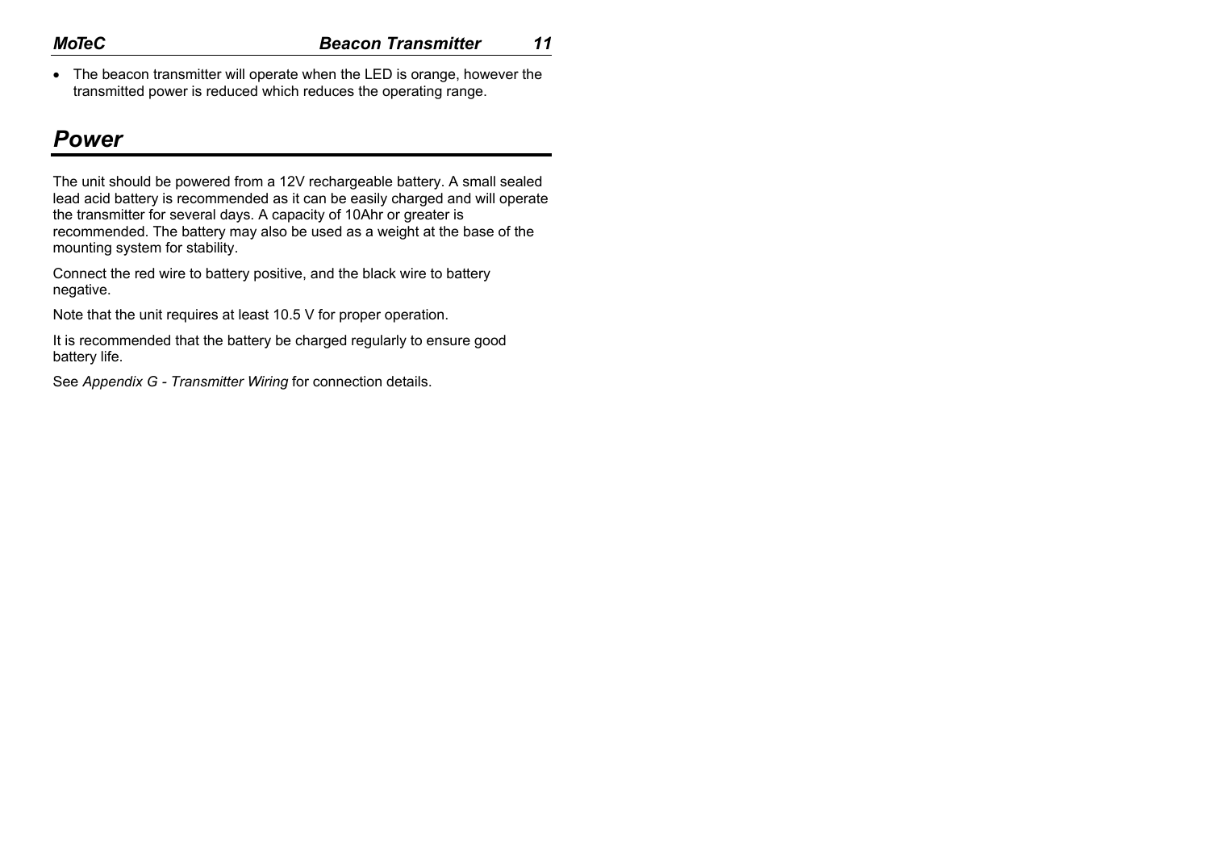- The beacon transmitter will operate when the LED is orange, however the transmitted power is reduced which reduces the operating range.

# Power

The unit should be powered from a 12V rechargeable battery. A small sealed lead acid battery is recommended as it can be easily charged and will operate the transmitter for several days. A capacity of 10Ahr or greater is recommended. The battery may also be used as a weight at the base of the mounting system for stability.

Connect the red wire to battery positive, and the black wire to battery negative.

Note that the unit requires at least 10.5 V for proper operation.

It is recommended that the battery be charged regularly to ensure good battery life.

See *Appendix G - Transmitter Wiring* for connection details.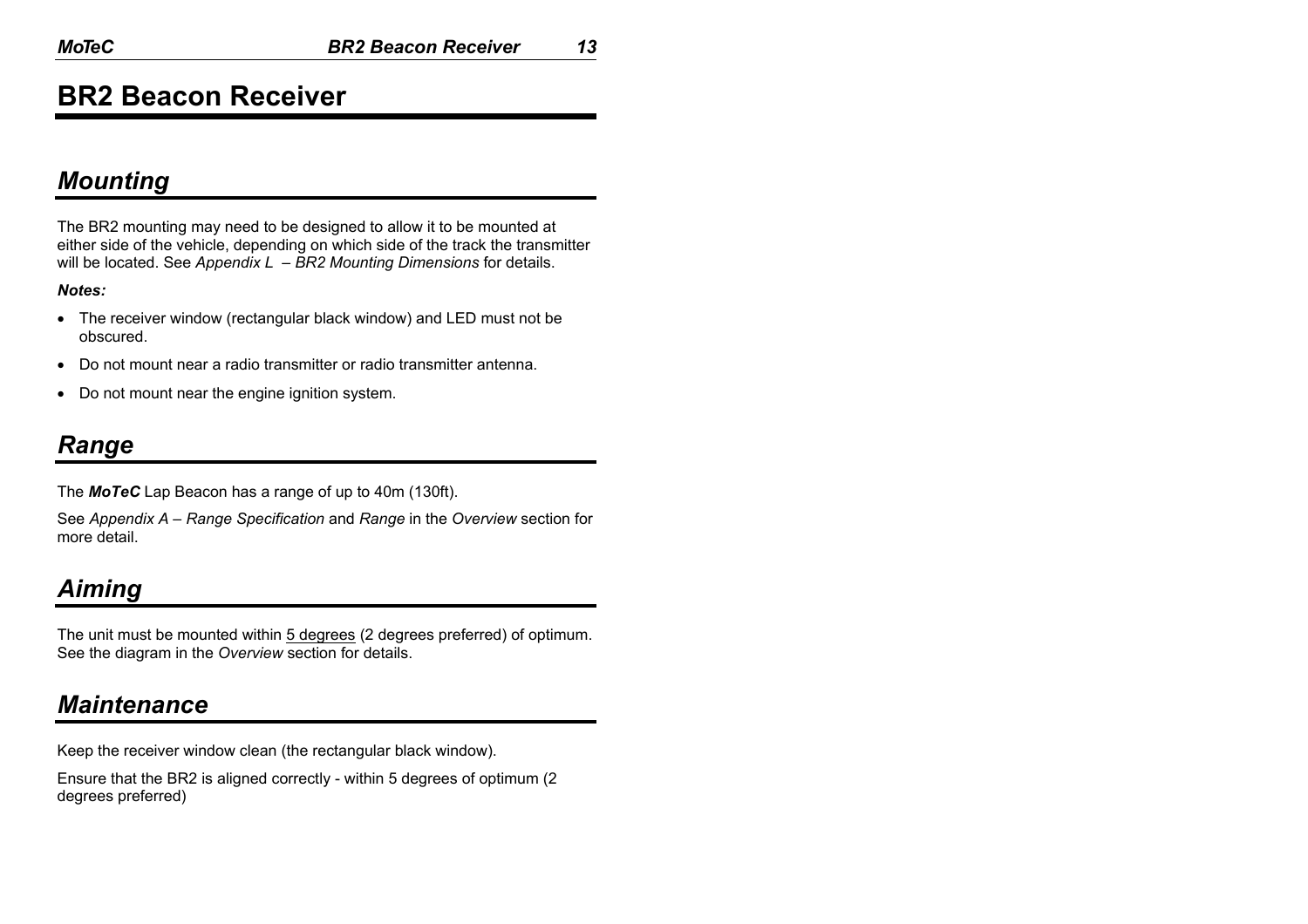# BR2 Beacon Receiver

## *Mounting*

The BR2 mounting may need to be designed to allow it to be mounted at either side of the vehicle, depending on which side of the track the transmitter will be located. See *Appendix L – BR2 Mounting Dimensions* for details.

***Notes:***

- The receiver window (rectangular black window) and LED must not be obscured.
- Do not mount near a radio transmitter or radio transmitter antenna.
- Do not mount near the engine ignition system.

## *Range*

The ***MoTeC*** Lap Beacon has a range of up to 40m (130ft).

See *Appendix A – Range Specification* and *Range* in the *Overview* section for more detail.

## *Aiming*

The unit must be mounted within 5 degrees (2 degrees preferred) of optimum. See the diagram in the *Overview* section for details.

## *Maintenance*

Keep the receiver window clean (the rectangular black window).

Ensure that the BR2 is aligned correctly - within 5 degrees of optimum (2 degrees preferred)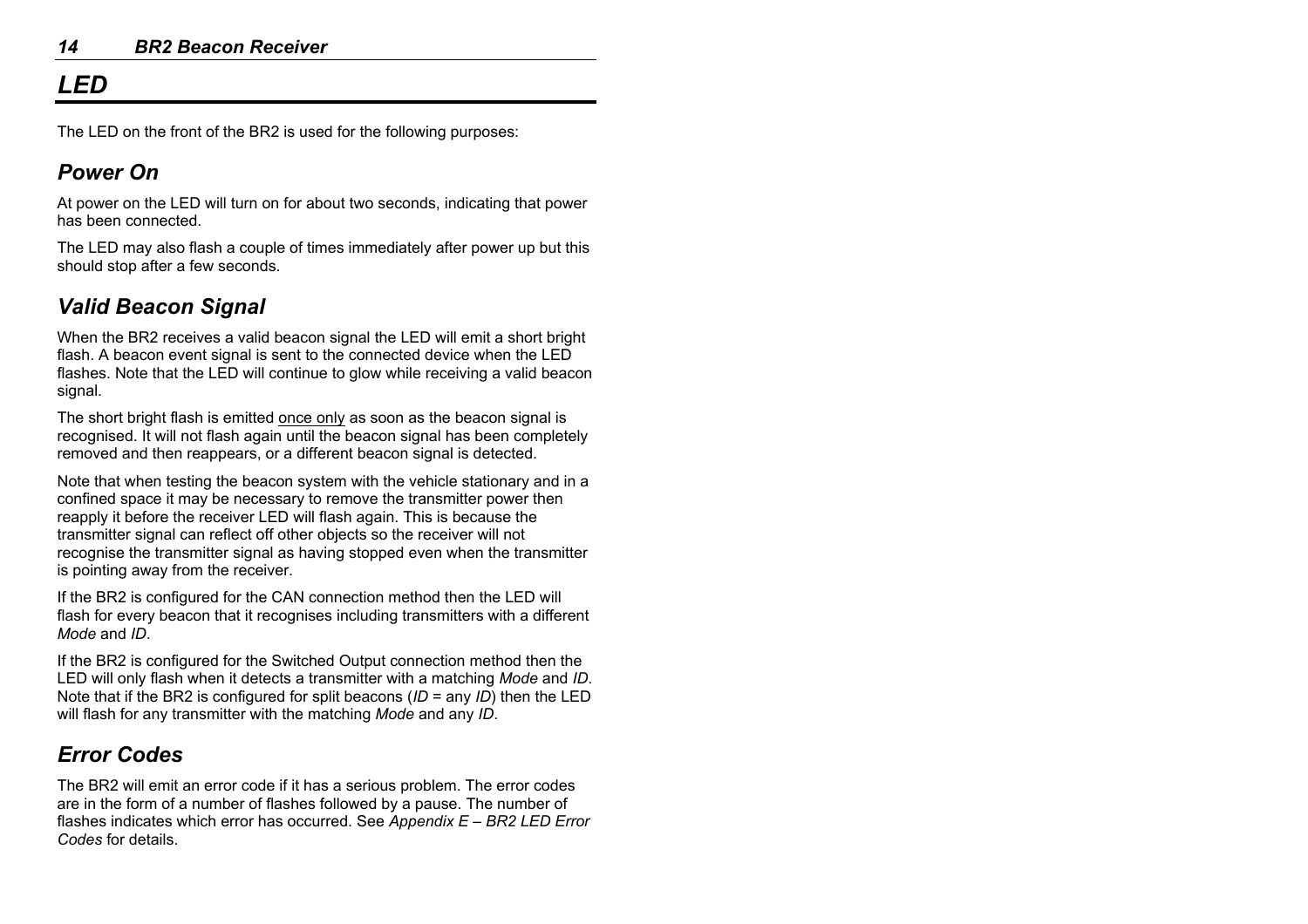# *LED*

The LED on the front of the BR2 is used for the following purposes:

## *Power On*

At power on the LED will turn on for about two seconds, indicating that power has been connected.

The LED may also flash a couple of times immediately after power up but this should stop after a few seconds.

## *Valid Beacon Signal*

When the BR2 receives a valid beacon signal the LED will emit a short bright flash. A beacon event signal is sent to the connected device when the LED flashes. Note that the LED will continue to glow while receiving a valid beacon signal.

The short bright flash is emitted <u>once only</u> as soon as the beacon signal is recognised. It will not flash again until the beacon signal has been completely removed and then reappears, or a different beacon signal is detected.

Note that when testing the beacon system with the vehicle stationary and in a confined space it may be necessary to remove the transmitter power then reapply it before the receiver LED will flash again. This is because the transmitter signal can reflect off other objects so the receiver will not recognise the transmitter signal as having stopped even when the transmitter is pointing away from the receiver.

If the BR2 is configured for the CAN connection method then the LED will flash for every beacon that it recognises including transmitters with a different *Mode* and *ID*.

If the BR2 is configured for the Switched Output connection method then the LED will only flash when it detects a transmitter with a matching *Mode* and *ID*. Note that if the BR2 is configured for split beacons (*ID* = any *ID*) then the LED will flash for any transmitter with the matching *Mode* and any *ID*.

## *Error Codes*

The BR2 will emit an error code if it has a serious problem. The error codes are in the form of a number of flashes followed by a pause. The number of flashes indicates which error has occurred. See *Appendix E – BR2 LED Error Codes* for details.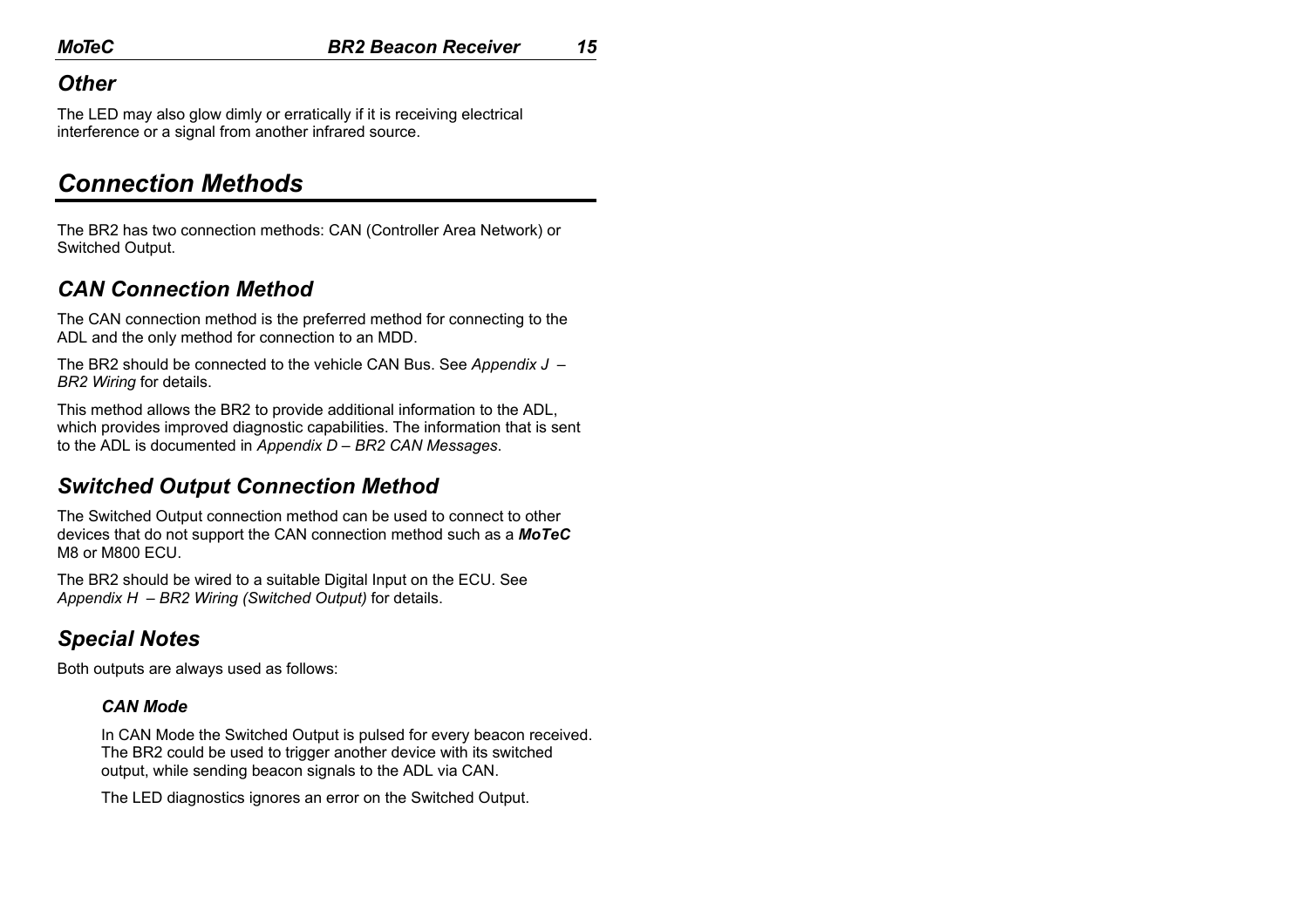## *Other*

The LED may also glow dimly or erratically if it is receiving electrical interference or a signal from another infrared source.

# *Connection Methods*

The BR2 has two connection methods: CAN (Controller Area Network) or Switched Output.

## *CAN Connection Method*

The CAN connection method is the preferred method for connecting to the ADL and the only method for connection to an MDD.

The BR2 should be connected to the vehicle CAN Bus. See *Appendix J – BR2 Wiring* for details.

This method allows the BR2 to provide additional information to the ADL, which provides improved diagnostic capabilities. The information that is sent to the ADL is documented in *Appendix D – BR2 CAN Messages*.

## *Switched Output Connection Method*

The Switched Output connection method can be used to connect to other devices that do not support the CAN connection method such as a ***MoTeC*** M8 or M800 ECU.

The BR2 should be wired to a suitable Digital Input on the ECU. See *Appendix H – BR2 Wiring (Switched Output)* for details.

## *Special Notes*

Both outputs are always used as follows:

### *CAN Mode*

In CAN Mode the Switched Output is pulsed for every beacon received. The BR2 could be used to trigger another device with its switched output, while sending beacon signals to the ADL via CAN.

The LED diagnostics ignores an error on the Switched Output.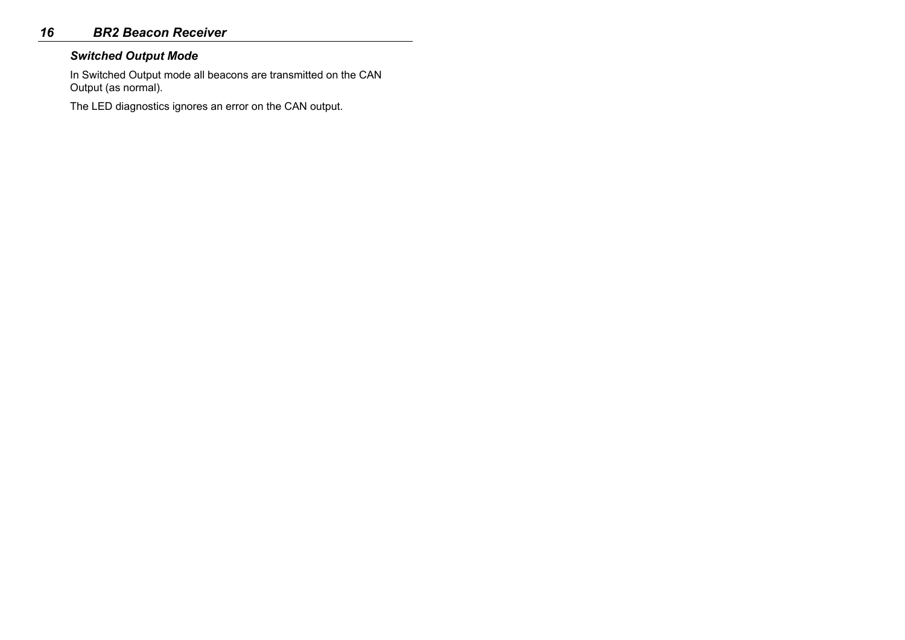### *Switched Output Mode*

In Switched Output mode all beacons are transmitted on the CAN Output (as normal).

The LED diagnostics ignores an error on the CAN output.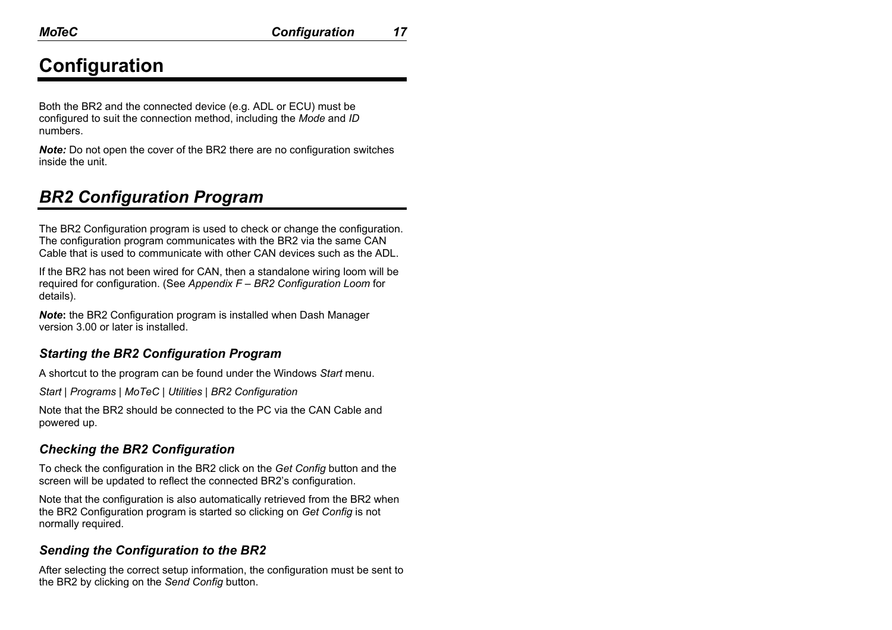# Configuration

Both the BR2 and the connected device (e.g. ADL or ECU) must be configured to suit the connection method, including the *Mode* and *ID* numbers.

***Note:*** Do not open the cover of the BR2 there are no configuration switches inside the unit.

## *BR2 Configuration Program*

The BR2 Configuration program is used to check or change the configuration. The configuration program communicates with the BR2 via the same CAN Cable that is used to communicate with other CAN devices such as the ADL.

If the BR2 has not been wired for CAN, then a standalone wiring loom will be required for configuration. (See *Appendix F – BR2 Configuration Loom* for details).

***Note*****:** the BR2 Configuration program is installed when Dash Manager version 3.00 or later is installed.

### *Starting the BR2 Configuration Program*

A shortcut to the program can be found under the Windows *Start* menu.

*Start* | *Programs* | *MoTeC* | *Utilities* | *BR2 Configuration*

Note that the BR2 should be connected to the PC via the CAN Cable and powered up.

### *Checking the BR2 Configuration*

To check the configuration in the BR2 click on the *Get Config* button and the screen will be updated to reflect the connected BR2's configuration.

Note that the configuration is also automatically retrieved from the BR2 when the BR2 Configuration program is started so clicking on *Get Config* is not normally required.

### *Sending the Configuration to the BR2*

After selecting the correct setup information, the configuration must be sent to the BR2 by clicking on the *Send Config* button.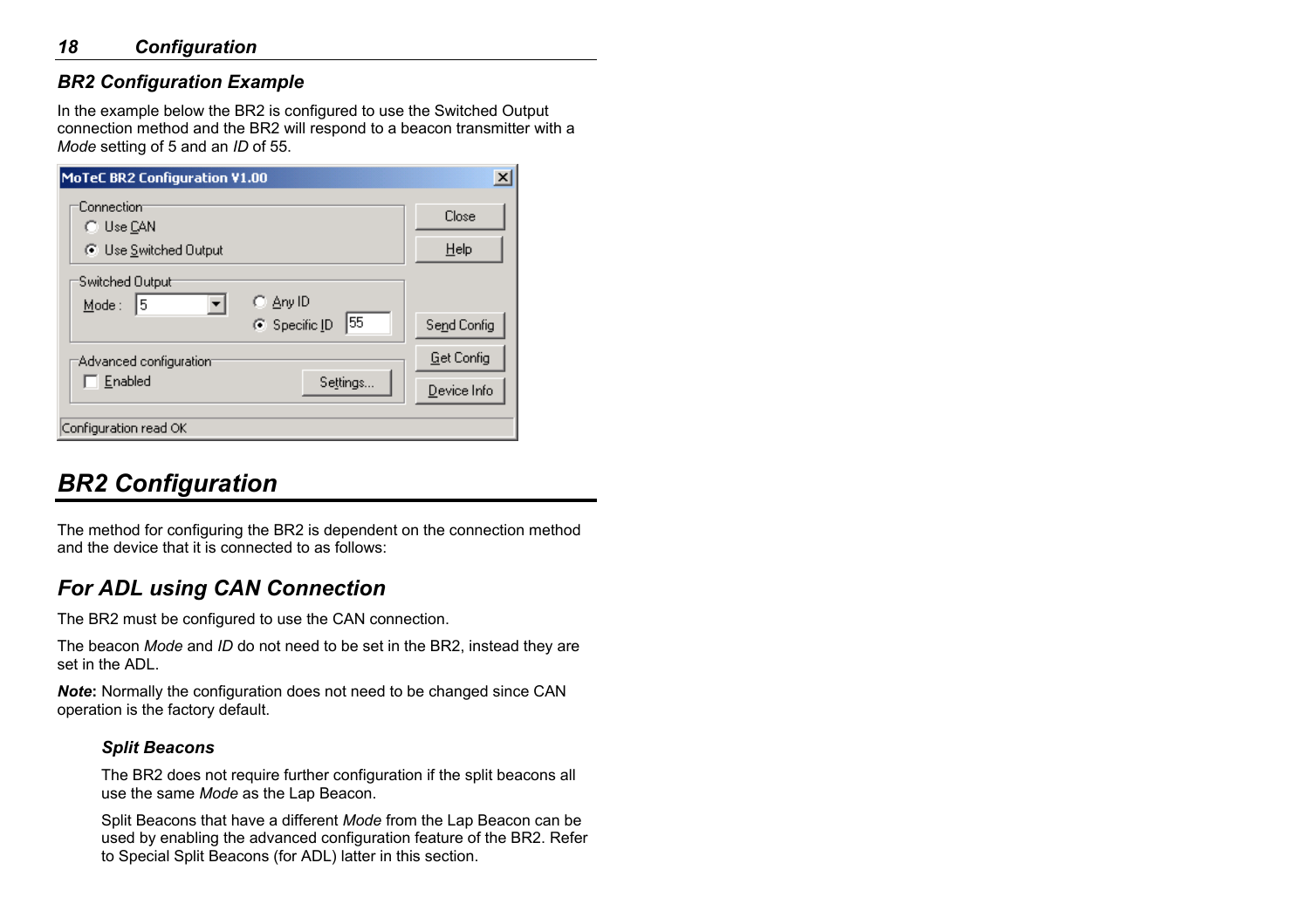### *BR2 Configuration Example*

In the example below the BR2 is configured to use the Switched Output connection method and the BR2 will respond to a beacon transmitter with a *Mode* setting of 5 and an *ID* of 55.

# *BR2 Configuration*

The method for configuring the BR2 is dependent on the connection method and the device that it is connected to as follows:

## *For ADL using CAN Connection*

The BR2 must be configured to use the CAN connection.

The beacon *Mode* and *ID* do not need to be set in the BR2, instead they are set in the ADL.

***Note*:** Normally the configuration does not need to be changed since CAN operation is the factory default.

#### *Split Beacons*

The BR2 does not require further configuration if the split beacons all use the same *Mode* as the Lap Beacon.

Split Beacons that have a different *Mode* from the Lap Beacon can be used by enabling the advanced configuration feature of the BR2. Refer to Special Split Beacons (for ADL) latter in this section.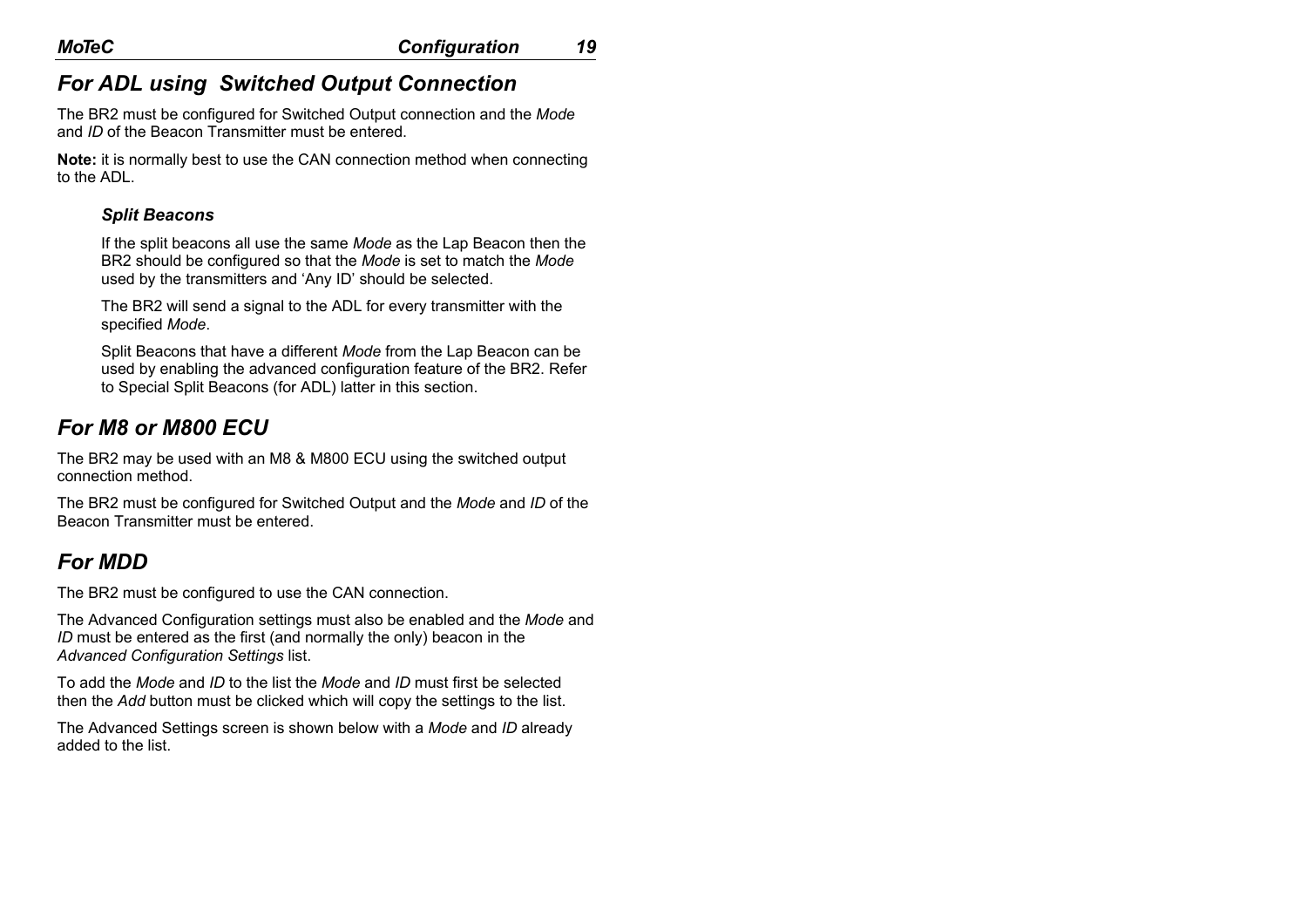## *For ADL using Switched Output Connection*

The BR2 must be configured for Switched Output connection and the *Mode* and *ID* of the Beacon Transmitter must be entered.

**Note:** it is normally best to use the CAN connection method when connecting to the ADL.

### *Split Beacons*

If the split beacons all use the same *Mode* as the Lap Beacon then the BR2 should be configured so that the *Mode* is set to match the *Mode* used by the transmitters and 'Any ID' should be selected.

The BR2 will send a signal to the ADL for every transmitter with the specified *Mode*.

Split Beacons that have a different *Mode* from the Lap Beacon can be used by enabling the advanced configuration feature of the BR2. Refer to Special Split Beacons (for ADL) latter in this section.

## *For M8 or M800 ECU*

The BR2 may be used with an M8 & M800 ECU using the switched output connection method.

The BR2 must be configured for Switched Output and the *Mode* and *ID* of the Beacon Transmitter must be entered.

## *For MDD*

The BR2 must be configured to use the CAN connection.

The Advanced Configuration settings must also be enabled and the *Mode* and *ID* must be entered as the first (and normally the only) beacon in the *Advanced Configuration Settings* list.

To add the *Mode* and *ID* to the list the *Mode* and *ID* must first be selected then the *Add* button must be clicked which will copy the settings to the list.

The Advanced Settings screen is shown below with a *Mode* and *ID* already added to the list.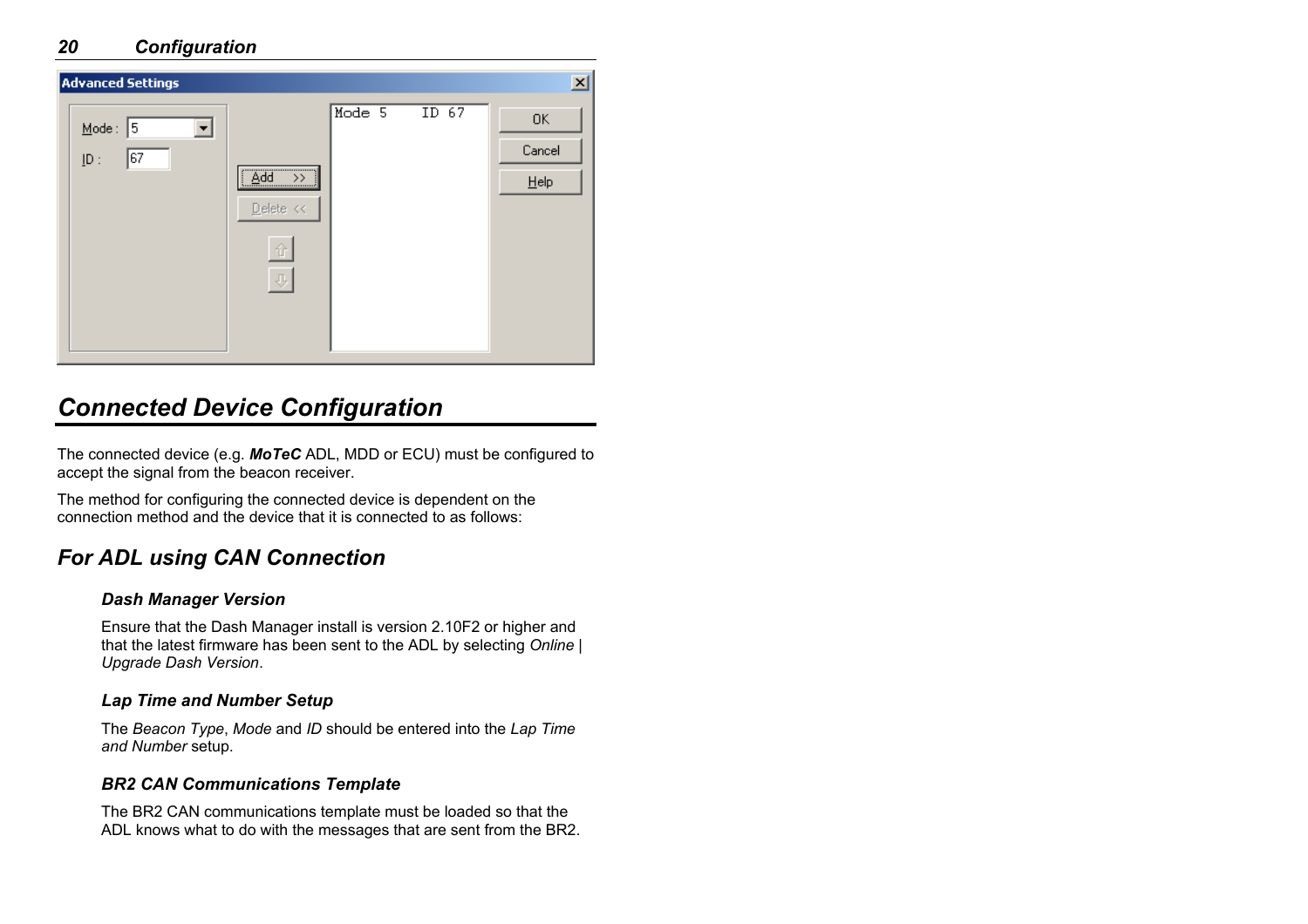## Connected Device Configuration

The connected device (e.g. ***MoTeC*** ADL, MDD or ECU) must be configured to accept the signal from the beacon receiver.

The method for configuring the connected device is dependent on the connection method and the device that it is connected to as follows:

### For ADL using CAN Connection

#### Dash Manager Version

Ensure that the Dash Manager install is version 2.10F2 or higher and that the latest firmware has been sent to the ADL by selecting *Online | Upgrade Dash Version*.

#### Lap Time and Number Setup

The *Beacon Type*, *Mode* and *ID* should be entered into the *Lap Time and Number* setup.

#### BR2 CAN Communications Template

The BR2 CAN communications template must be loaded so that the ADL knows what to do with the messages that are sent from the BR2.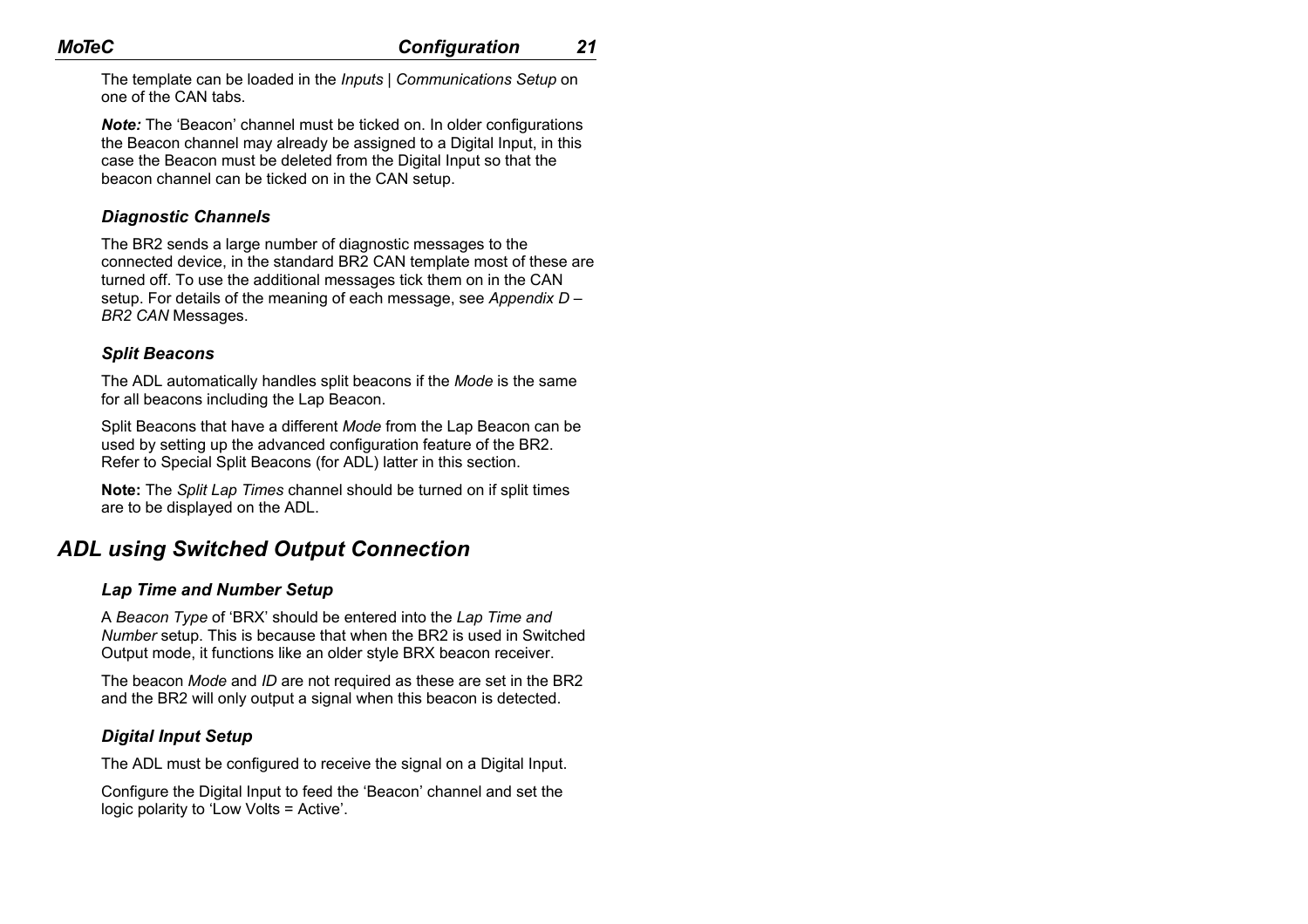The template can be loaded in the *Inputs | Communications Setup* on one of the CAN tabs.

***Note:*** The 'Beacon' channel must be ticked on. In older configurations the Beacon channel may already be assigned to a Digital Input, in this case the Beacon must be deleted from the Digital Input so that the beacon channel can be ticked on in the CAN setup.

### *Diagnostic Channels*

The BR2 sends a large number of diagnostic messages to the connected device, in the standard BR2 CAN template most of these are turned off. To use the additional messages tick them on in the CAN setup. For details of the meaning of each message, see *Appendix D – BR2 CAN* Messages.

### *Split Beacons*

The ADL automatically handles split beacons if the *Mode* is the same for all beacons including the Lap Beacon.

Split Beacons that have a different *Mode* from the Lap Beacon can be used by setting up the advanced configuration feature of the BR2. Refer to Special Split Beacons (for ADL) latter in this section.

**Note:** The *Split Lap Times* channel should be turned on if split times are to be displayed on the ADL.

## *ADL using Switched Output Connection*

### *Lap Time and Number Setup*

A *Beacon Type* of 'BRX' should be entered into the *Lap Time and Number* setup. This is because that when the BR2 is used in Switched Output mode, it functions like an older style BRX beacon receiver.

The beacon *Mode* and *ID* are not required as these are set in the BR2 and the BR2 will only output a signal when this beacon is detected.

### *Digital Input Setup*

The ADL must be configured to receive the signal on a Digital Input.

Configure the Digital Input to feed the 'Beacon' channel and set the logic polarity to 'Low Volts = Active'.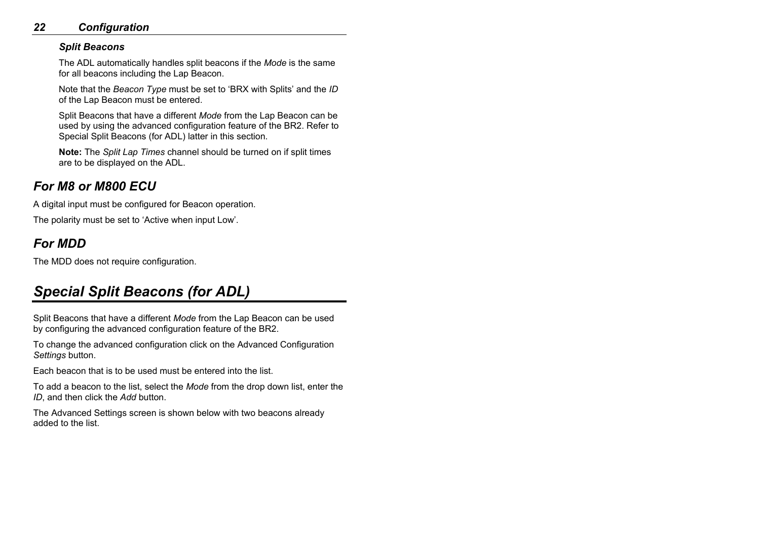### Split Beacons

The ADL automatically handles split beacons if the *Mode* is the same for all beacons including the Lap Beacon.

Note that the *Beacon Type* must be set to ‘BRX with Splits’ and the *ID* of the Lap Beacon must be entered.

Split Beacons that have a different *Mode* from the Lap Beacon can be used by using the advanced configuration feature of the BR2. Refer to Special Split Beacons (for ADL) latter in this section.

**Note:** The *Split Lap Times* channel should be turned on if split times are to be displayed on the ADL.

## For M8 or M800 ECU

A digital input must be configured for Beacon operation.

The polarity must be set to ‘Active when input Low’.

## For MDD

The MDD does not require configuration.

# Special Split Beacons (for ADL)

Split Beacons that have a different *Mode* from the Lap Beacon can be used by configuring the advanced configuration feature of the BR2.

To change the advanced configuration click on the Advanced Configuration *Settings* button.

Each beacon that is to be used must be entered into the list.

To add a beacon to the list, select the *Mode* from the drop down list, enter the *ID*, and then click the *Add* button.

The Advanced Settings screen is shown below with two beacons already added to the list.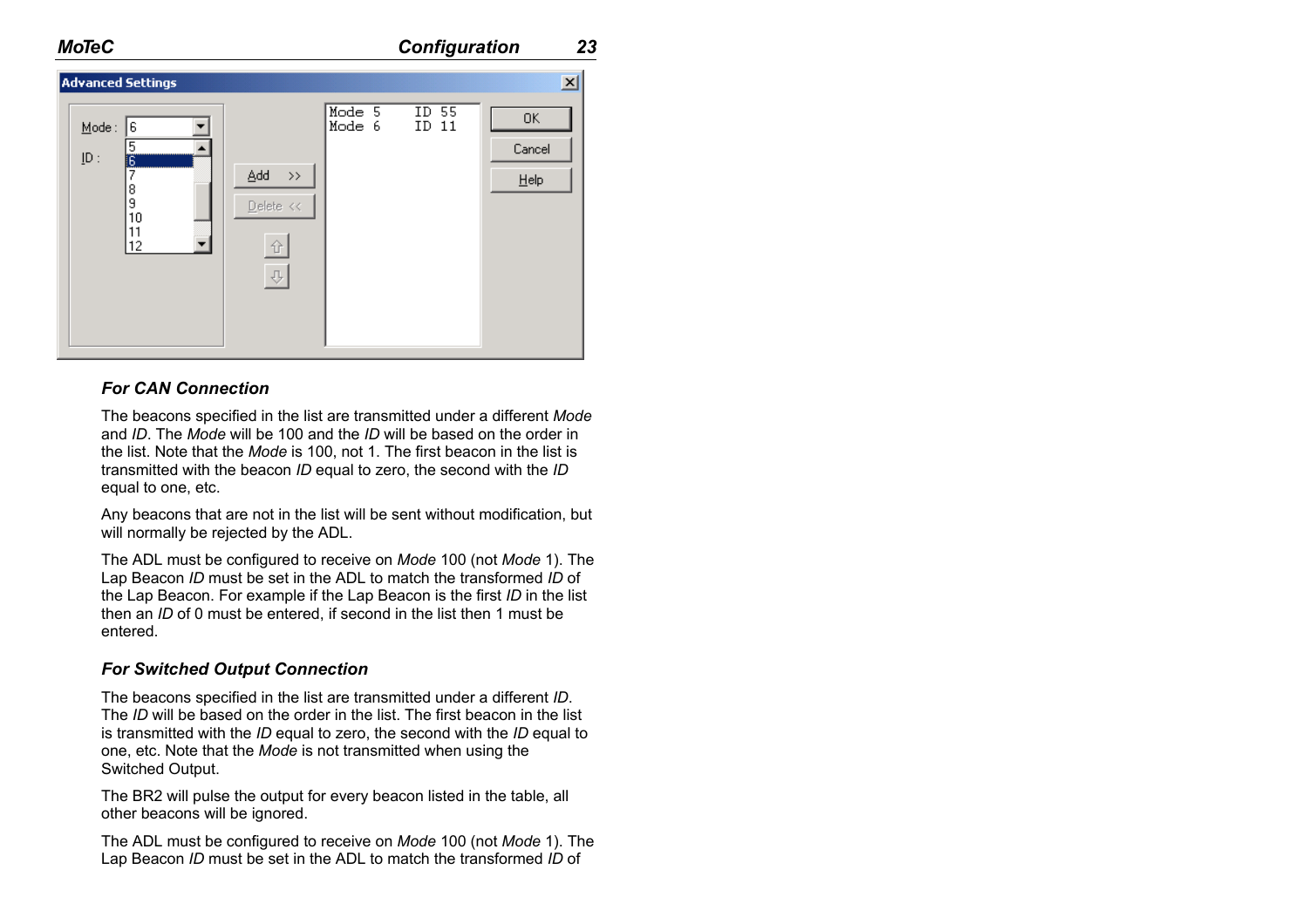### For CAN Connection

The beacons specified in the list are transmitted under a different *Mode* and *ID*. The *Mode* will be 100 and the *ID* will be based on the order in the list. Note that the *Mode* is 100, not 1. The first beacon in the list is transmitted with the beacon *ID* equal to zero, the second with the *ID* equal to one, etc.

Any beacons that are not in the list will be sent without modification, but will normally be rejected by the ADL.

The ADL must be configured to receive on *Mode* 100 (not *Mode* 1). The Lap Beacon *ID* must be set in the ADL to match the transformed *ID* of the Lap Beacon. For example if the Lap Beacon is the first *ID* in the list then an *ID* of 0 must be entered, if second in the list then 1 must be entered.

### For Switched Output Connection

The beacons specified in the list are transmitted under a different *ID*. The *ID* will be based on the order in the list. The first beacon in the list is transmitted with the *ID* equal to zero, the second with the *ID* equal to one, etc. Note that the *Mode* is not transmitted when using the Switched Output.

The BR2 will pulse the output for every beacon listed in the table, all other beacons will be ignored.

The ADL must be configured to receive on *Mode* 100 (not *Mode* 1). The Lap Beacon *ID* must be set in the ADL to match the transformed *ID* of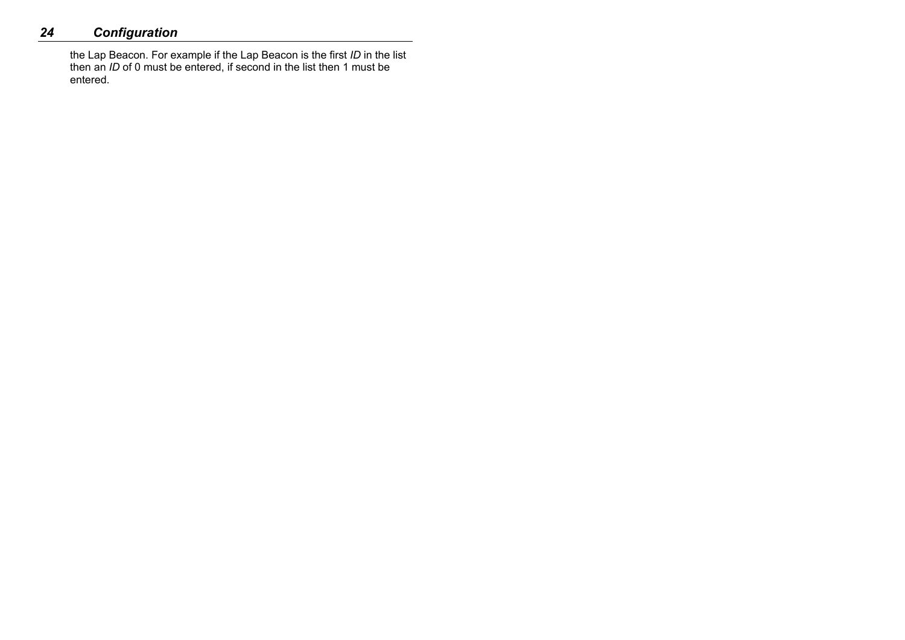the Lap Beacon. For example if the Lap Beacon is the first *ID* in the list then an *ID* of 0 must be entered, if second in the list then 1 must be entered.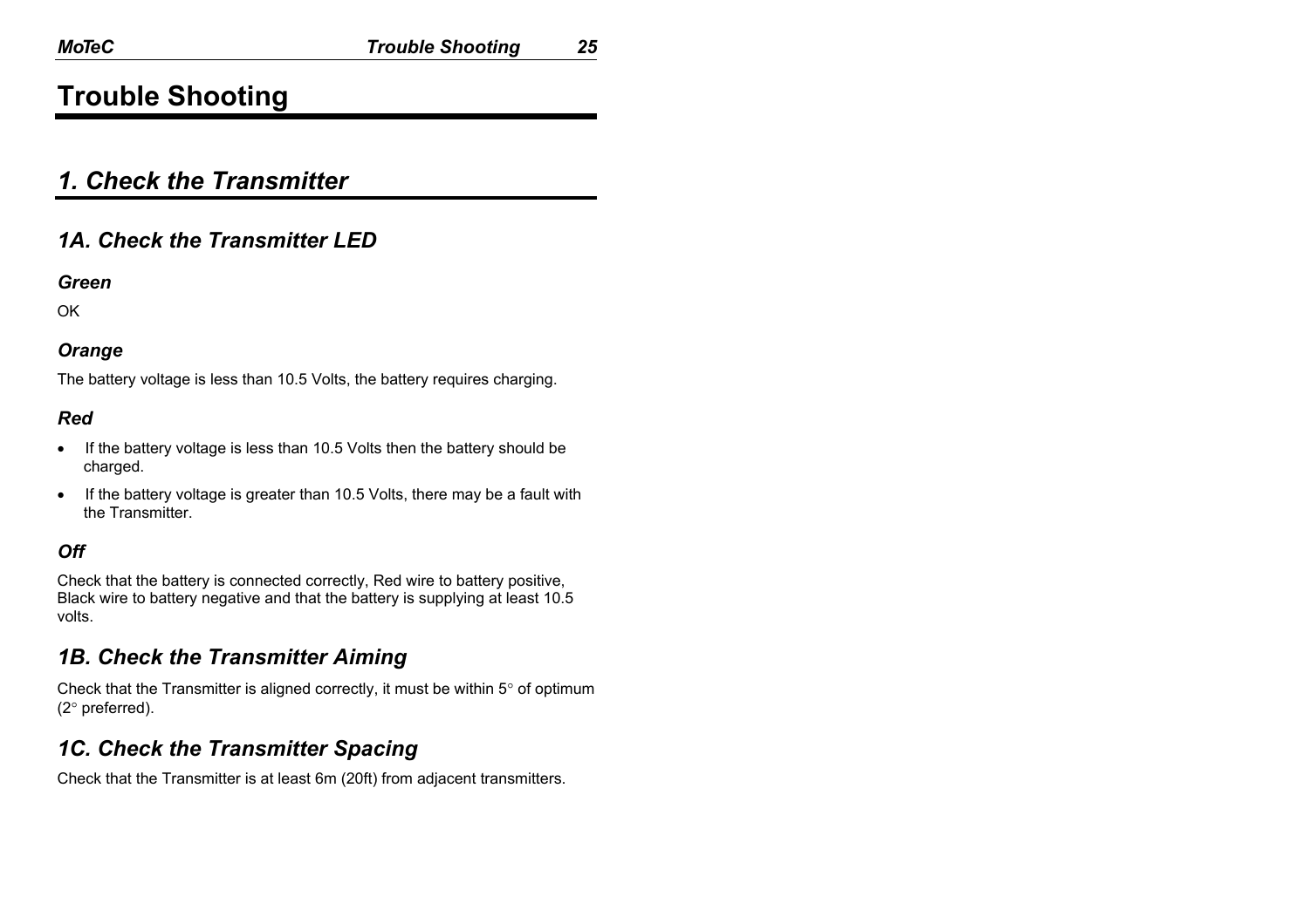# Trouble Shooting

## *1. Check the Transmitter*

### *1A. Check the Transmitter LED*

#### *Green*

OK

#### *Orange*

The battery voltage is less than 10.5 Volts, the battery requires charging.

#### *Red*

- If the battery voltage is less than 10.5 Volts then the battery should be charged.
- If the battery voltage is greater than 10.5 Volts, there may be a fault with the Transmitter.

#### *Off*

Check that the battery is connected correctly, Red wire to battery positive, Black wire to battery negative and that the battery is supplying at least 10.5 volts.

### *1B. Check the Transmitter Aiming*

Check that the Transmitter is aligned correctly, it must be within 5° of optimum (2° preferred).

### *1C. Check the Transmitter Spacing*

Check that the Transmitter is at least 6m (20ft) from adjacent transmitters.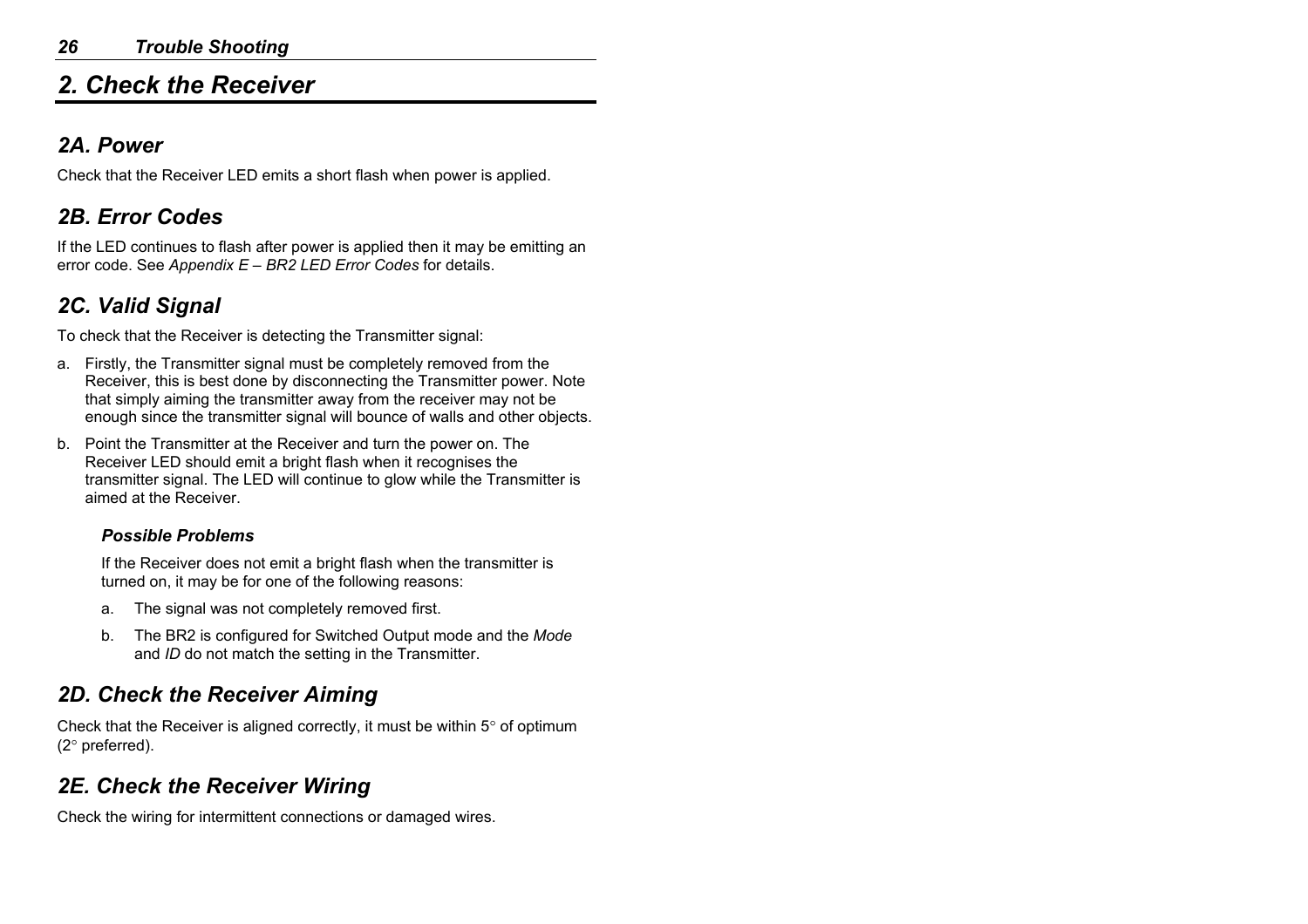# 2. Check the Receiver

## 2A. Power

Check that the Receiver LED emits a short flash when power is applied.

## 2B. Error Codes

If the LED continues to flash after power is applied then it may be emitting an error code. See *Appendix E – BR2 LED Error Codes* for details.

## 2C. Valid Signal

To check that the Receiver is detecting the Transmitter signal:

a. Firstly, the Transmitter signal must be completely removed from the Receiver, this is best done by disconnecting the Transmitter power. Note that simply aiming the transmitter away from the receiver may not be enough since the transmitter signal will bounce of walls and other objects.

b. Point the Transmitter at the Receiver and turn the power on. The Receiver LED should emit a bright flash when it recognises the transmitter signal. The LED will continue to glow while the Transmitter is aimed at the Receiver.

### *Possible Problems*

If the Receiver does not emit a bright flash when the transmitter is turned on, it may be for one of the following reasons:

a. The signal was not completely removed first.

b. The BR2 is configured for Switched Output mode and the *Mode* and *ID* do not match the setting in the Transmitter.

## 2D. Check the Receiver Aiming

Check that the Receiver is aligned correctly, it must be within 5° of optimum (2° preferred).

## 2E. Check the Receiver Wiring

Check the wiring for intermittent connections or damaged wires.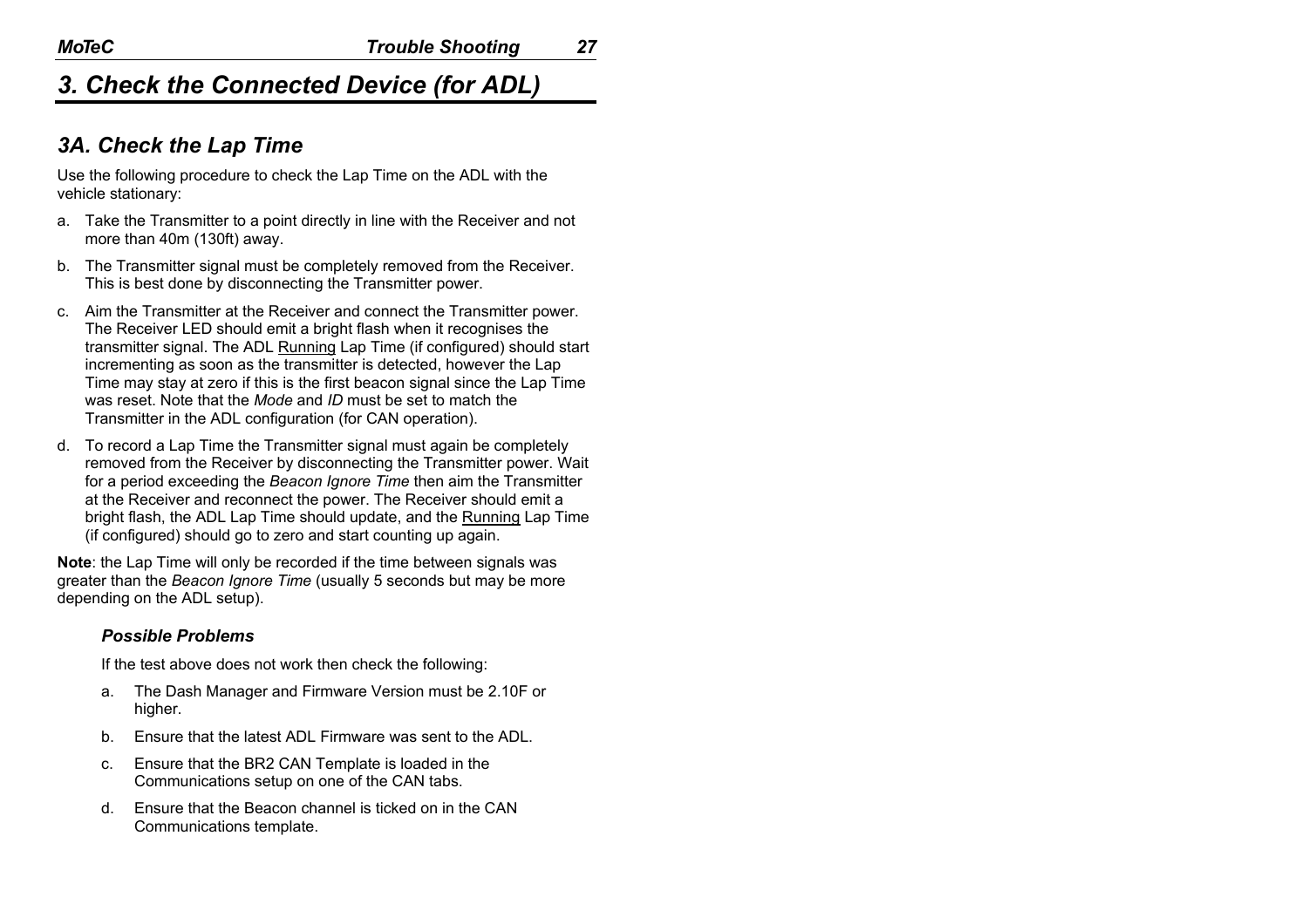# 3. Check the Connected Device (for ADL)

## 3A. Check the Lap Time

Use the following procedure to check the Lap Time on the ADL with the vehicle stationary:

a. Take the Transmitter to a point directly in line with the Receiver and not more than 40m (130ft) away.

b. The Transmitter signal must be completely removed from the Receiver. This is best done by disconnecting the Transmitter power.

c. Aim the Transmitter at the Receiver and connect the Transmitter power. The Receiver LED should emit a bright flash when it recognises the transmitter signal. The ADL <u>Running</u> Lap Time (if configured) should start incrementing as soon as the transmitter is detected, however the Lap Time may stay at zero if this is the first beacon signal since the Lap Time was reset. Note that the *Mode* and *ID* must be set to match the Transmitter in the ADL configuration (for CAN operation).

d. To record a Lap Time the Transmitter signal must again be completely removed from the Receiver by disconnecting the Transmitter power. Wait for a period exceeding the *Beacon Ignore Time* then aim the Transmitter at the Receiver and reconnect the power. The Receiver should emit a bright flash, the ADL Lap Time should update, and the <u>Running</u> Lap Time (if configured) should go to zero and start counting up again.

**Note**: the Lap Time will only be recorded if the time between signals was greater than the *Beacon Ignore Time* (usually 5 seconds but may be more depending on the ADL setup).

### *Possible Problems*

If the test above does not work then check the following:

a. The Dash Manager and Firmware Version must be 2.10F or higher.

b. Ensure that the latest ADL Firmware was sent to the ADL.

c. Ensure that the BR2 CAN Template is loaded in the Communications setup on one of the CAN tabs.

d. Ensure that the Beacon channel is ticked on in the CAN Communications template.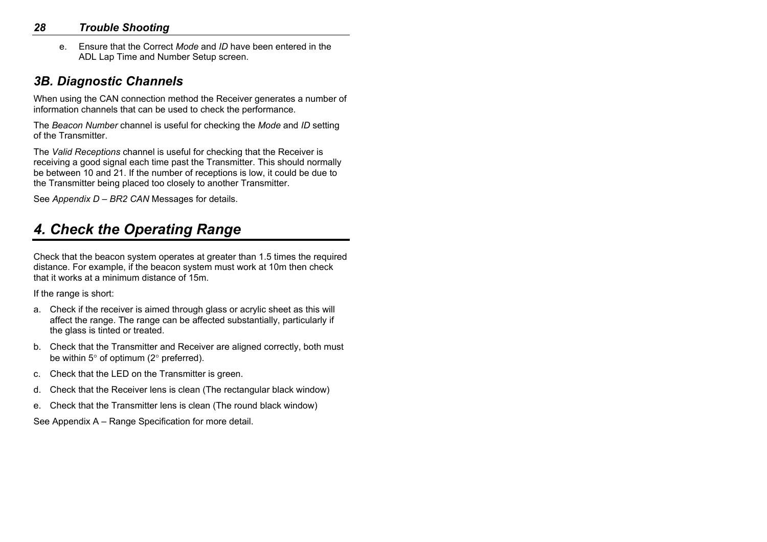e. Ensure that the Correct *Mode* and *ID* have been entered in the ADL Lap Time and Number Setup screen.

## 3B. Diagnostic Channels

When using the CAN connection method the Receiver generates a number of information channels that can be used to check the performance.

The *Beacon Number* channel is useful for checking the *Mode* and *ID* setting of the Transmitter.

The *Valid Receptions* channel is useful for checking that the Receiver is receiving a good signal each time past the Transmitter. This should normally be between 10 and 21. If the number of receptions is low, it could be due to the Transmitter being placed too closely to another Transmitter.

See *Appendix D – BR2 CAN* Messages for details.

# 4. Check the Operating Range

Check that the beacon system operates at greater than 1.5 times the required distance. For example, if the beacon system must work at 10m then check that it works at a minimum distance of 15m.

If the range is short:

a. Check if the receiver is aimed through glass or acrylic sheet as this will affect the range. The range can be affected substantially, particularly if the glass is tinted or treated.
b. Check that the Transmitter and Receiver are aligned correctly, both must be within 5° of optimum (2° preferred).
c. Check that the LED on the Transmitter is green.
d. Check that the Receiver lens is clean (The rectangular black window)
e. Check that the Transmitter lens is clean (The round black window)

See Appendix A – Range Specification for more detail.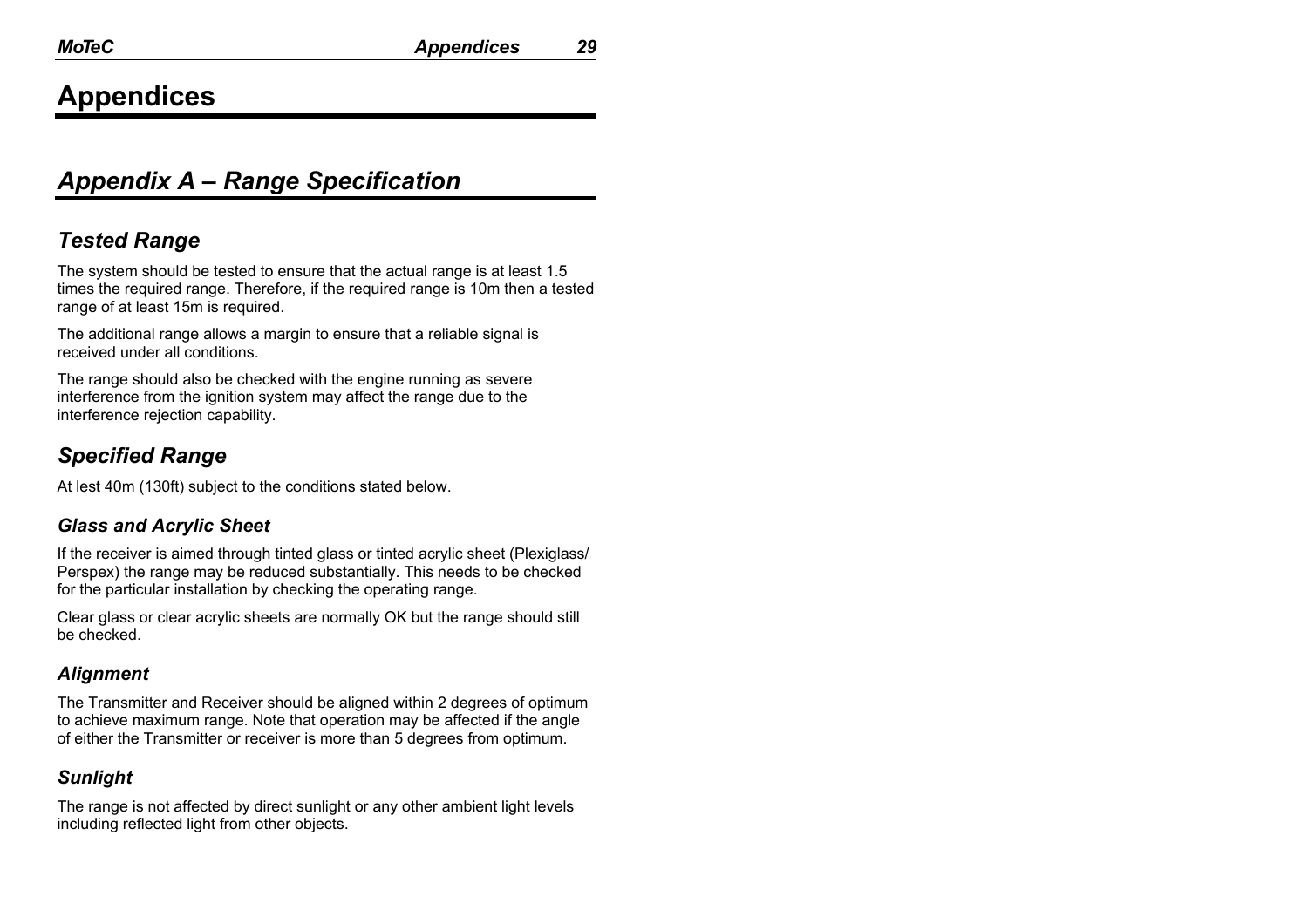# Appendices

## Appendix A – Range Specification

### Tested Range

The system should be tested to ensure that the actual range is at least 1.5 times the required range. Therefore, if the required range is 10m then a tested range of at least 15m is required.

The additional range allows a margin to ensure that a reliable signal is received under all conditions.

The range should also be checked with the engine running as severe interference from the ignition system may affect the range due to the interference rejection capability.

### Specified Range

At lest 40m (130ft) subject to the conditions stated below.

#### Glass and Acrylic Sheet

If the receiver is aimed through tinted glass or tinted acrylic sheet (Plexiglass/ Perspex) the range may be reduced substantially. This needs to be checked for the particular installation by checking the operating range.

Clear glass or clear acrylic sheets are normally OK but the range should still be checked.

#### Alignment

The Transmitter and Receiver should be aligned within 2 degrees of optimum to achieve maximum range. Note that operation may be affected if the angle of either the Transmitter or receiver is more than 5 degrees from optimum.

#### Sunlight

The range is not affected by direct sunlight or any other ambient light levels including reflected light from other objects.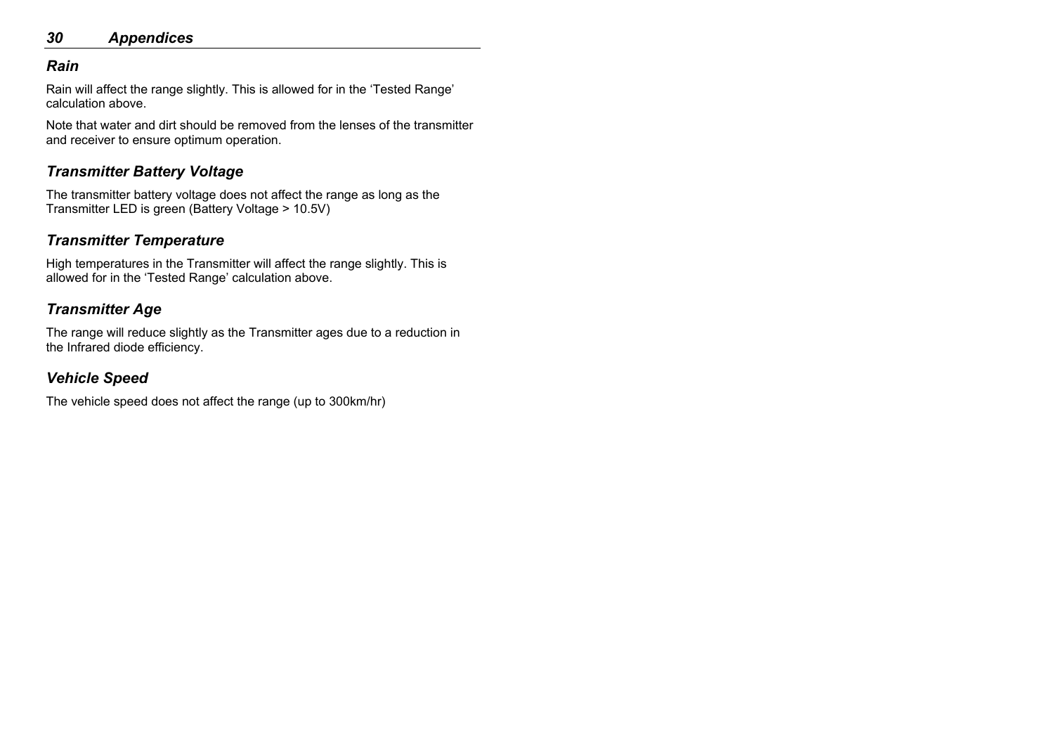### *Rain*

Rain will affect the range slightly. This is allowed for in the 'Tested Range' calculation above.

Note that water and dirt should be removed from the lenses of the transmitter and receiver to ensure optimum operation.

### *Transmitter Battery Voltage*

The transmitter battery voltage does not affect the range as long as the Transmitter LED is green (Battery Voltage > 10.5V)

### *Transmitter Temperature*

High temperatures in the Transmitter will affect the range slightly. This is allowed for in the 'Tested Range' calculation above.

### *Transmitter Age*

The range will reduce slightly as the Transmitter ages due to a reduction in the Infrared diode efficiency.

### *Vehicle Speed*

The vehicle speed does not affect the range (up to 300km/hr)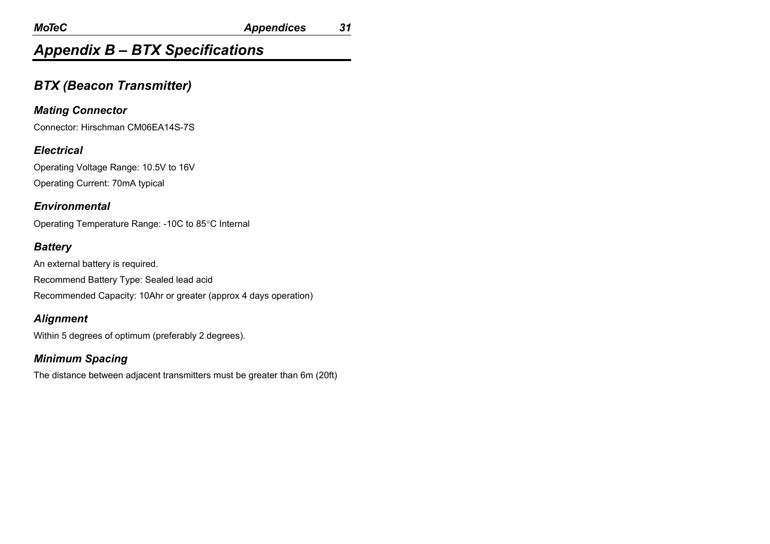# Appendix B – BTX Specifications

## BTX (Beacon Transmitter)

### Mating Connector

Connector: Hirschman CM06EA14S-7S

### Electrical

Operating Voltage Range: 10.5V to 16V

Operating Current: 70mA typical

### Environmental

Operating Temperature Range: -10C to 85°C Internal

### Battery

An external battery is required.

Recommend Battery Type: Sealed lead acid

Recommended Capacity: 10Ahr or greater (approx 4 days operation)

### Alignment

Within 5 degrees of optimum (preferably 2 degrees).

### Minimum Spacing

The distance between adjacent transmitters must be greater than 6m (20ft)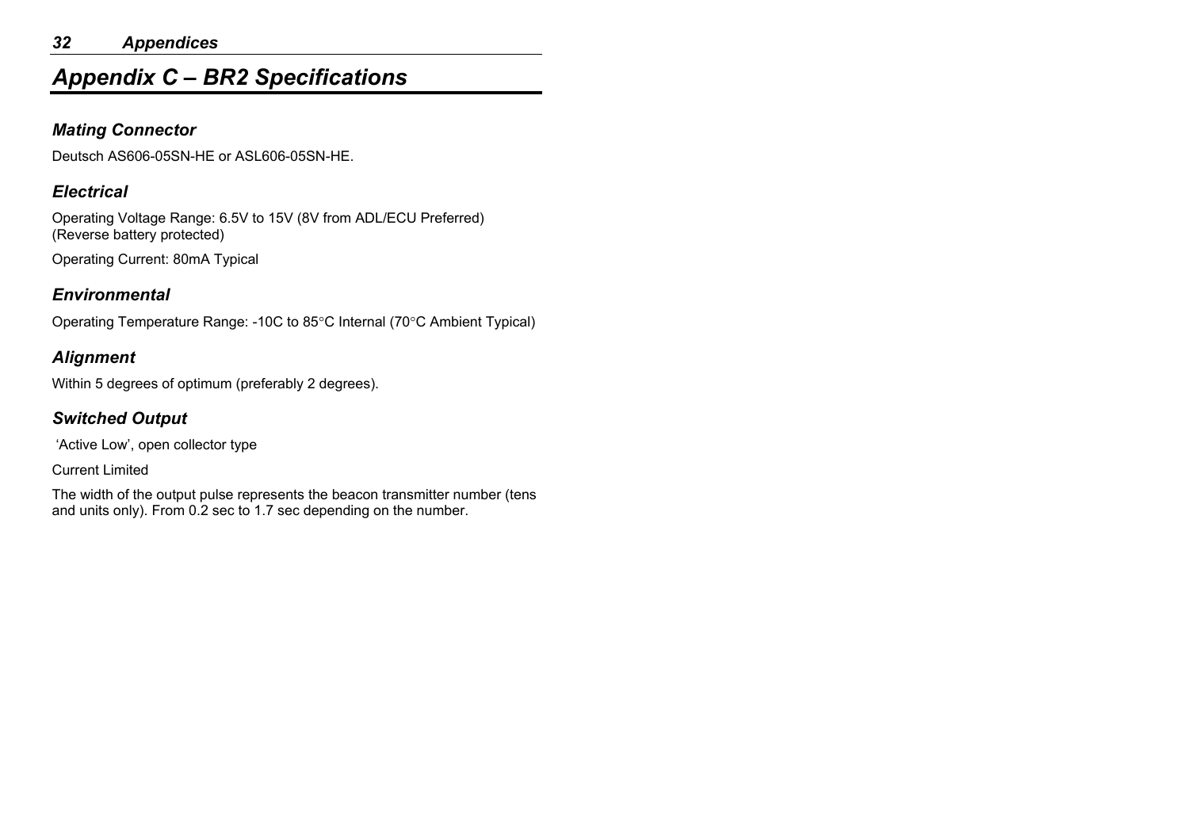# Appendix C – BR2 Specifications

## Mating Connector

Deutsch AS606-05SN-HE or ASL606-05SN-HE.

## Electrical

Operating Voltage Range: 6.5V to 15V (8V from ADL/ECU Preferred)
(Reverse battery protected)

Operating Current: 80mA Typical

## Environmental

Operating Temperature Range: -10C to 85°C Internal (70°C Ambient Typical)

## Alignment

Within 5 degrees of optimum (preferably 2 degrees).

## Switched Output

'Active Low', open collector type

Current Limited

The width of the output pulse represents the beacon transmitter number (tens and units only). From 0.2 sec to 1.7 sec depending on the number.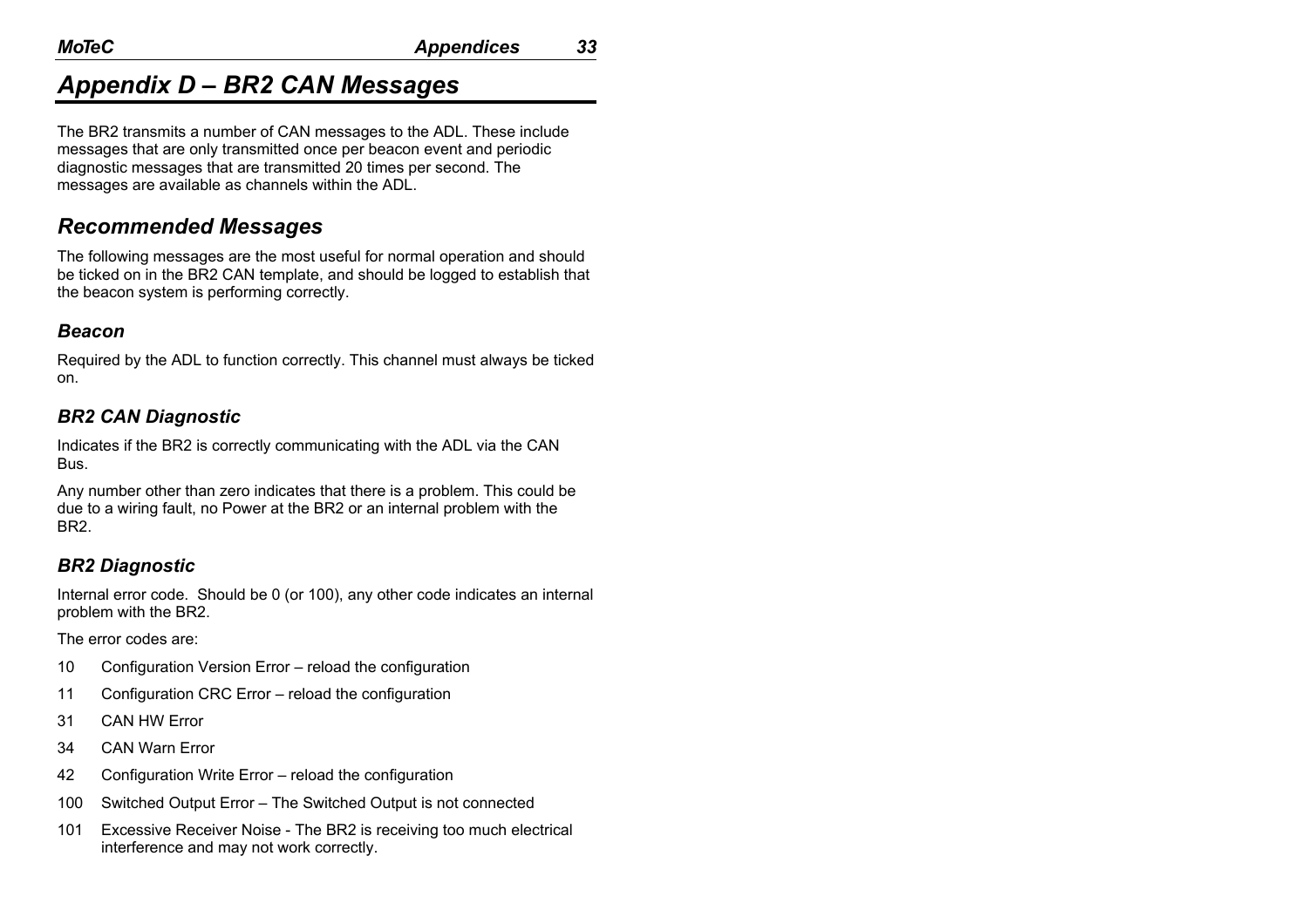# Appendix D – BR2 CAN Messages

The BR2 transmits a number of CAN messages to the ADL. These include messages that are only transmitted once per beacon event and periodic diagnostic messages that are transmitted 20 times per second. The messages are available as channels within the ADL.

## Recommended Messages

The following messages are the most useful for normal operation and should be ticked on in the BR2 CAN template, and should be logged to establish that the beacon system is performing correctly.

### Beacon

Required by the ADL to function correctly. This channel must always be ticked on.

### BR2 CAN Diagnostic

Indicates if the BR2 is correctly communicating with the ADL via the CAN Bus.

Any number other than zero indicates that there is a problem. This could be due to a wiring fault, no Power at the BR2 or an internal problem with the BR2.

### BR2 Diagnostic

Internal error code. Should be 0 (or 100), any other code indicates an internal problem with the BR2.

The error codes are:

- 10 Configuration Version Error – reload the configuration
- 11 Configuration CRC Error – reload the configuration
- 31 CAN HW Error
- 34 CAN Warn Error
- 42 Configuration Write Error – reload the configuration
- 100 Switched Output Error – The Switched Output is not connected
- 101 Excessive Receiver Noise - The BR2 is receiving too much electrical interference and may not work correctly.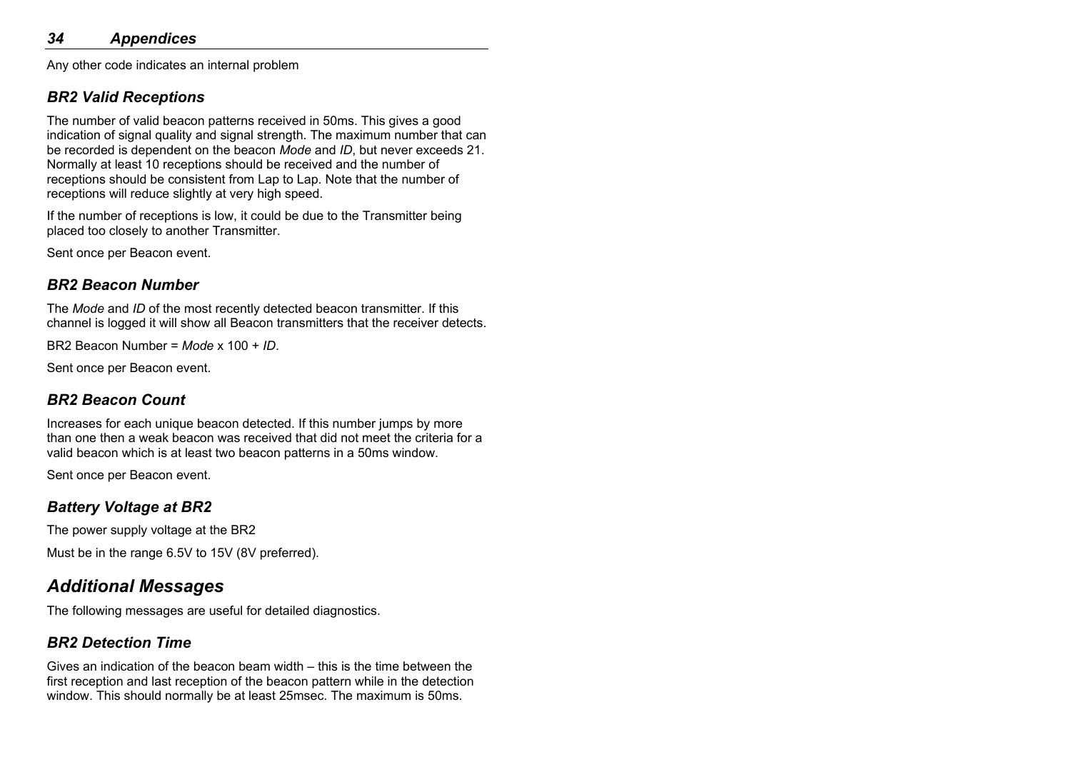Any other code indicates an internal problem

### *BR2 Valid Receptions*

The number of valid beacon patterns received in 50ms. This gives a good indication of signal quality and signal strength. The maximum number that can be recorded is dependent on the beacon *Mode* and *ID*, but never exceeds 21. Normally at least 10 receptions should be received and the number of receptions should be consistent from Lap to Lap. Note that the number of receptions will reduce slightly at very high speed.

If the number of receptions is low, it could be due to the Transmitter being placed too closely to another Transmitter.

Sent once per Beacon event.

### *BR2 Beacon Number*

The *Mode* and *ID* of the most recently detected beacon transmitter. If this channel is logged it will show all Beacon transmitters that the receiver detects.

BR2 Beacon Number = *Mode* x 100 + *ID*.

Sent once per Beacon event.

### *BR2 Beacon Count*

Increases for each unique beacon detected. If this number jumps by more than one then a weak beacon was received that did not meet the criteria for a valid beacon which is at least two beacon patterns in a 50ms window.

Sent once per Beacon event.

### *Battery Voltage at BR2*

The power supply voltage at the BR2

Must be in the range 6.5V to 15V (8V preferred).

## *Additional Messages*

The following messages are useful for detailed diagnostics.

### *BR2 Detection Time*

Gives an indication of the beacon beam width – this is the time between the first reception and last reception of the beacon pattern while in the detection window. This should normally be at least 25msec. The maximum is 50ms.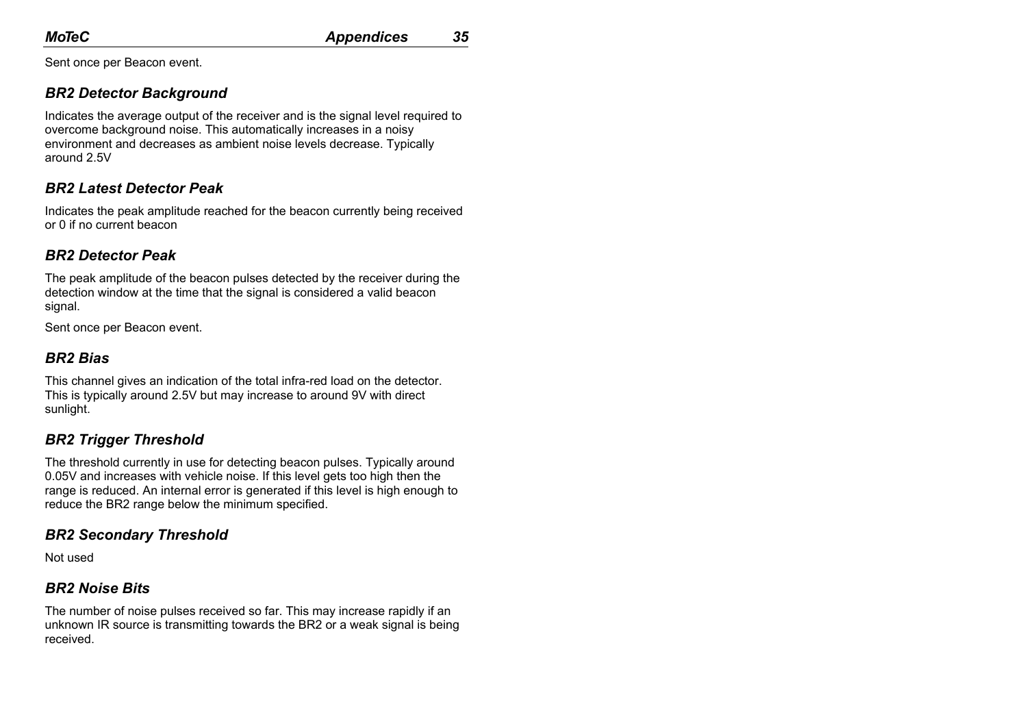Sent once per Beacon event.

### *BR2 Detector Background*

Indicates the average output of the receiver and is the signal level required to overcome background noise. This automatically increases in a noisy environment and decreases as ambient noise levels decrease. Typically around 2.5V

### *BR2 Latest Detector Peak*

Indicates the peak amplitude reached for the beacon currently being received or 0 if no current beacon

### *BR2 Detector Peak*

The peak amplitude of the beacon pulses detected by the receiver during the detection window at the time that the signal is considered a valid beacon signal.

Sent once per Beacon event.

### *BR2 Bias*

This channel gives an indication of the total infra-red load on the detector. This is typically around 2.5V but may increase to around 9V with direct sunlight.

### *BR2 Trigger Threshold*

The threshold currently in use for detecting beacon pulses. Typically around 0.05V and increases with vehicle noise. If this level gets too high then the range is reduced. An internal error is generated if this level is high enough to reduce the BR2 range below the minimum specified.

### *BR2 Secondary Threshold*

Not used

### *BR2 Noise Bits*

The number of noise pulses received so far. This may increase rapidly if an unknown IR source is transmitting towards the BR2 or a weak signal is being received.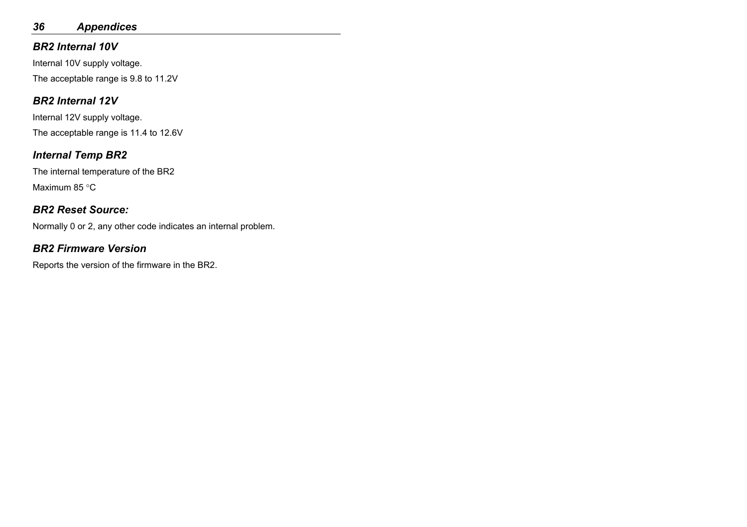### *BR2 Internal 10V*

Internal 10V supply voltage.

The acceptable range is 9.8 to 11.2V

### *BR2 Internal 12V*

Internal 12V supply voltage.

The acceptable range is 11.4 to 12.6V

### *Internal Temp BR2*

The internal temperature of the BR2

Maximum 85 °C

### *BR2 Reset Source:*

Normally 0 or 2, any other code indicates an internal problem.

### *BR2 Firmware Version*

Reports the version of the firmware in the BR2.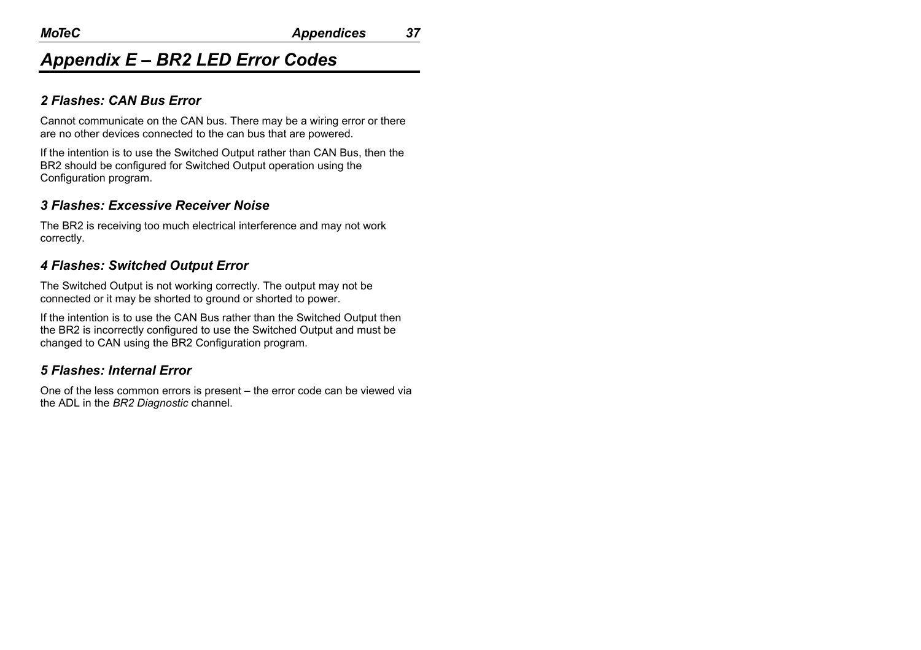# *Appendix E – BR2 LED Error Codes*

### *2 Flashes: CAN Bus Error*

Cannot communicate on the CAN bus. There may be a wiring error or there are no other devices connected to the can bus that are powered.

If the intention is to use the Switched Output rather than CAN Bus, then the BR2 should be configured for Switched Output operation using the Configuration program.

### *3 Flashes: Excessive Receiver Noise*

The BR2 is receiving too much electrical interference and may not work correctly.

### *4 Flashes: Switched Output Error*

The Switched Output is not working correctly. The output may not be connected or it may be shorted to ground or shorted to power.

If the intention is to use the CAN Bus rather than the Switched Output then the BR2 is incorrectly configured to use the Switched Output and must be changed to CAN using the BR2 Configuration program.

### *5 Flashes: Internal Error*

One of the less common errors is present – the error code can be viewed via the ADL in the *BR2 Diagnostic* channel.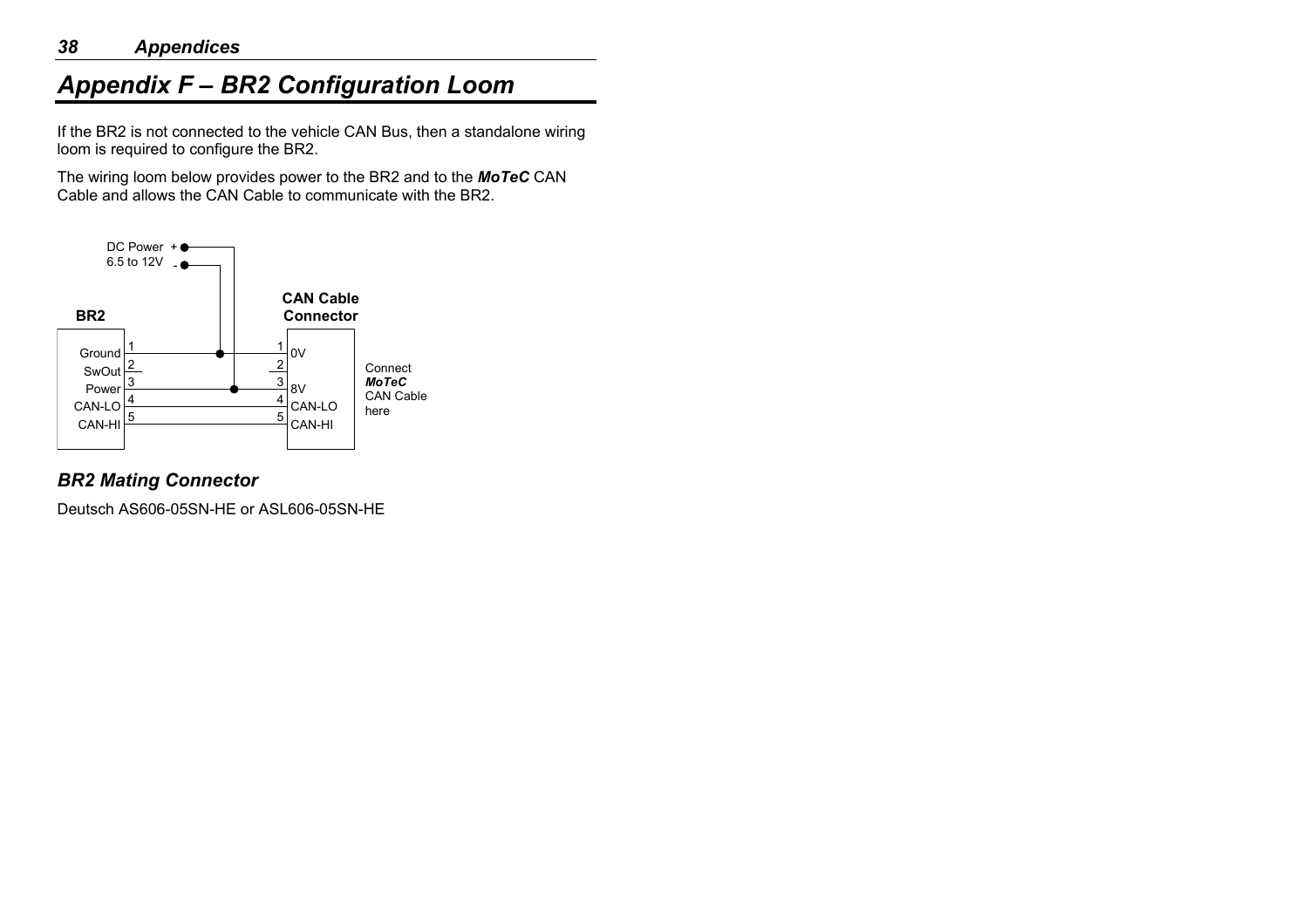# Appendix F – BR2 Configuration Loom

If the BR2 is not connected to the vehicle CAN Bus, then a standalone wiring loom is required to configure the BR2.

The wiring loom below provides power to the BR2 and to the ***MoTeC*** CAN Cable and allows the CAN Cable to communicate with the BR2.

DC Power 6.5 to 12V + -

**BR2**

| Pin | BR2 | CAN Cable Connector | Pin |
|---|---|---|---|
| 1 | Ground | 0V | 1 |
| 2 | SwOut | | 2 |
| 3 | Power | 8V | 3 |
| 4 | CAN-LO | CAN-LO | 4 |
| 5 | CAN-HI | CAN-HI | 5 |

**CAN Cable Connector**

Connect ***MoTeC*** CAN Cable here

## *BR2 Mating Connector*

Deutsch AS606-05SN-HE or ASL606-05SN-HE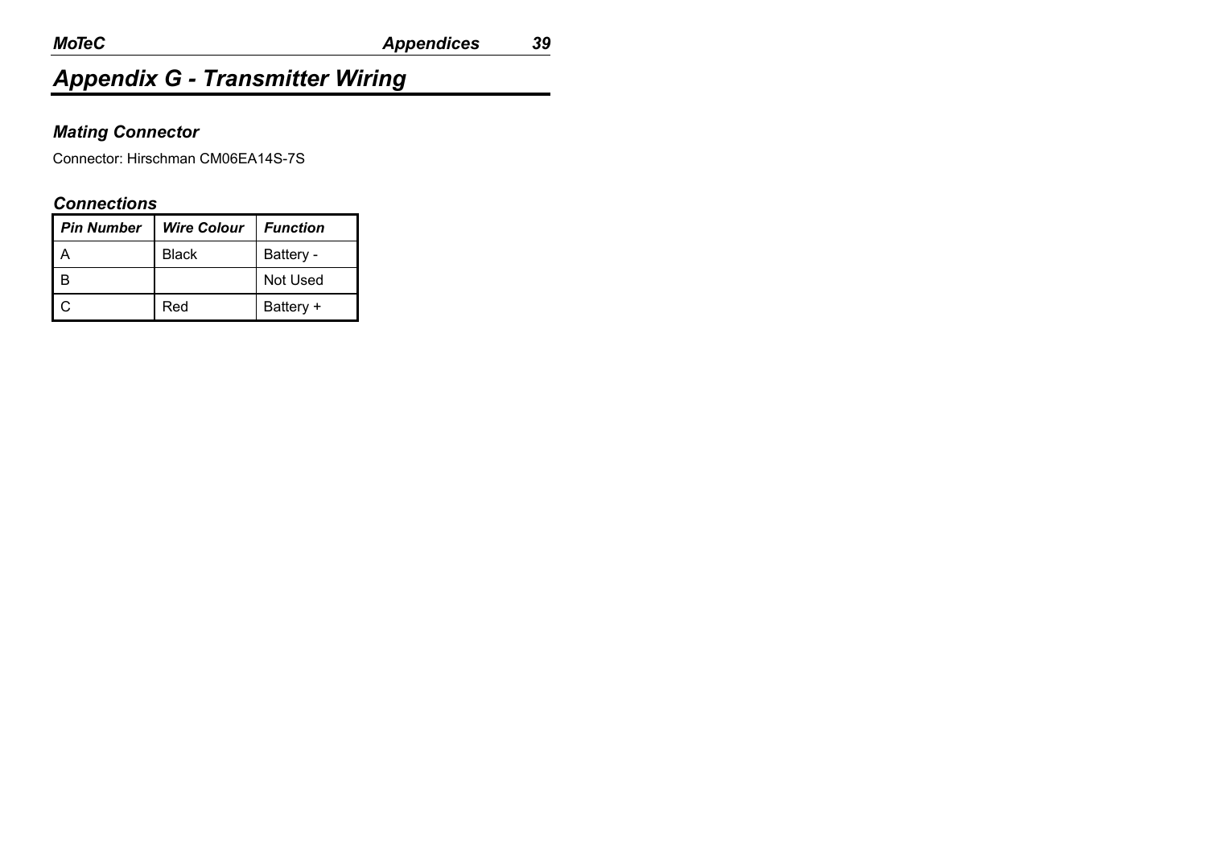# Appendix G - Transmitter Wiring

## Mating Connector

Connector: Hirschman CM06EA14S-7S

## Connections

| Pin Number | Wire Colour | Function |
|---|---|---|
| A | Black | Battery - |
| B | | Not Used |
| C | Red | Battery + |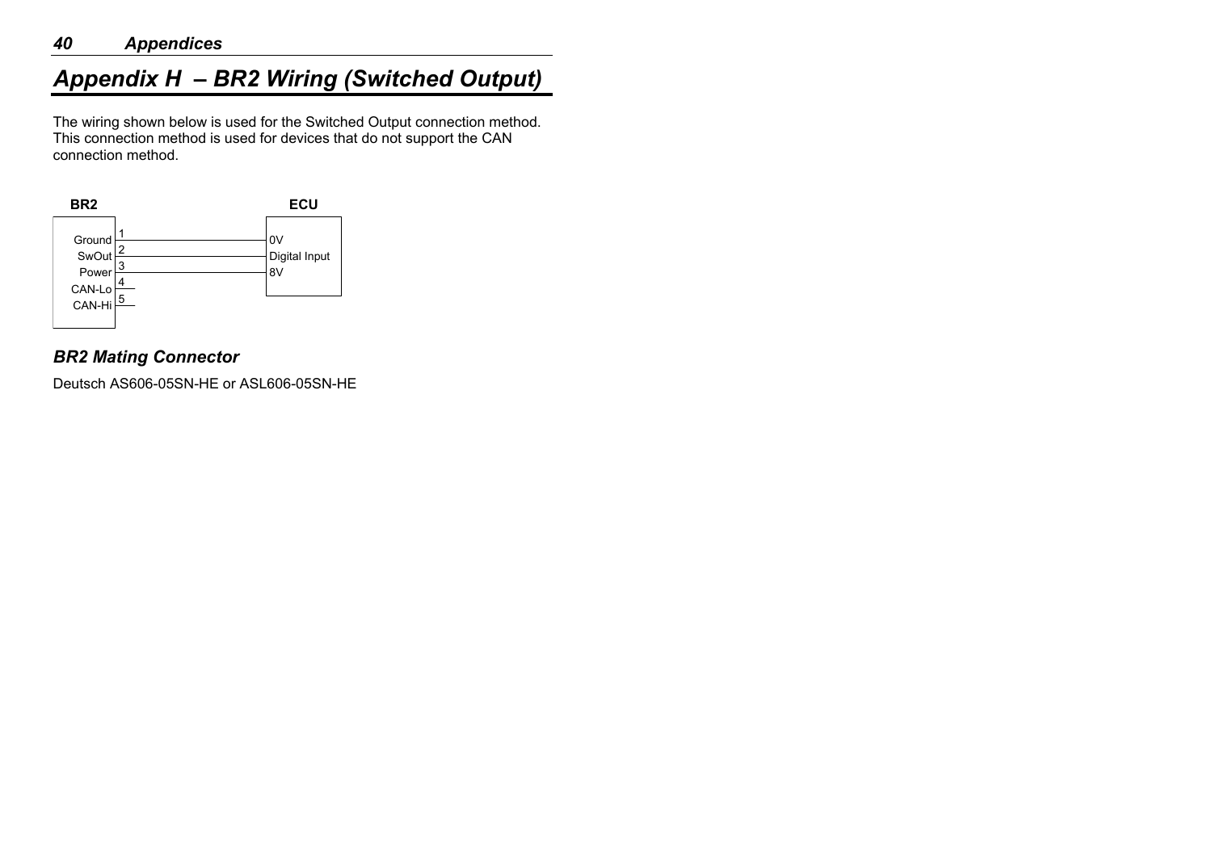# Appendix H – BR2 Wiring (Switched Output)

The wiring shown below is used for the Switched Output connection method. This connection method is used for devices that do not support the CAN connection method.

| BR2 | Pin | ECU |
|---|---|---|
| Ground | 1 | 0V |
| SwOut | 2 | Digital Input |
| Power | 3 | 8V |
| CAN-Lo | 4 | |
| CAN-Hi | 5 | |

## BR2 Mating Connector

Deutsch AS606-05SN-HE or ASL606-05SN-HE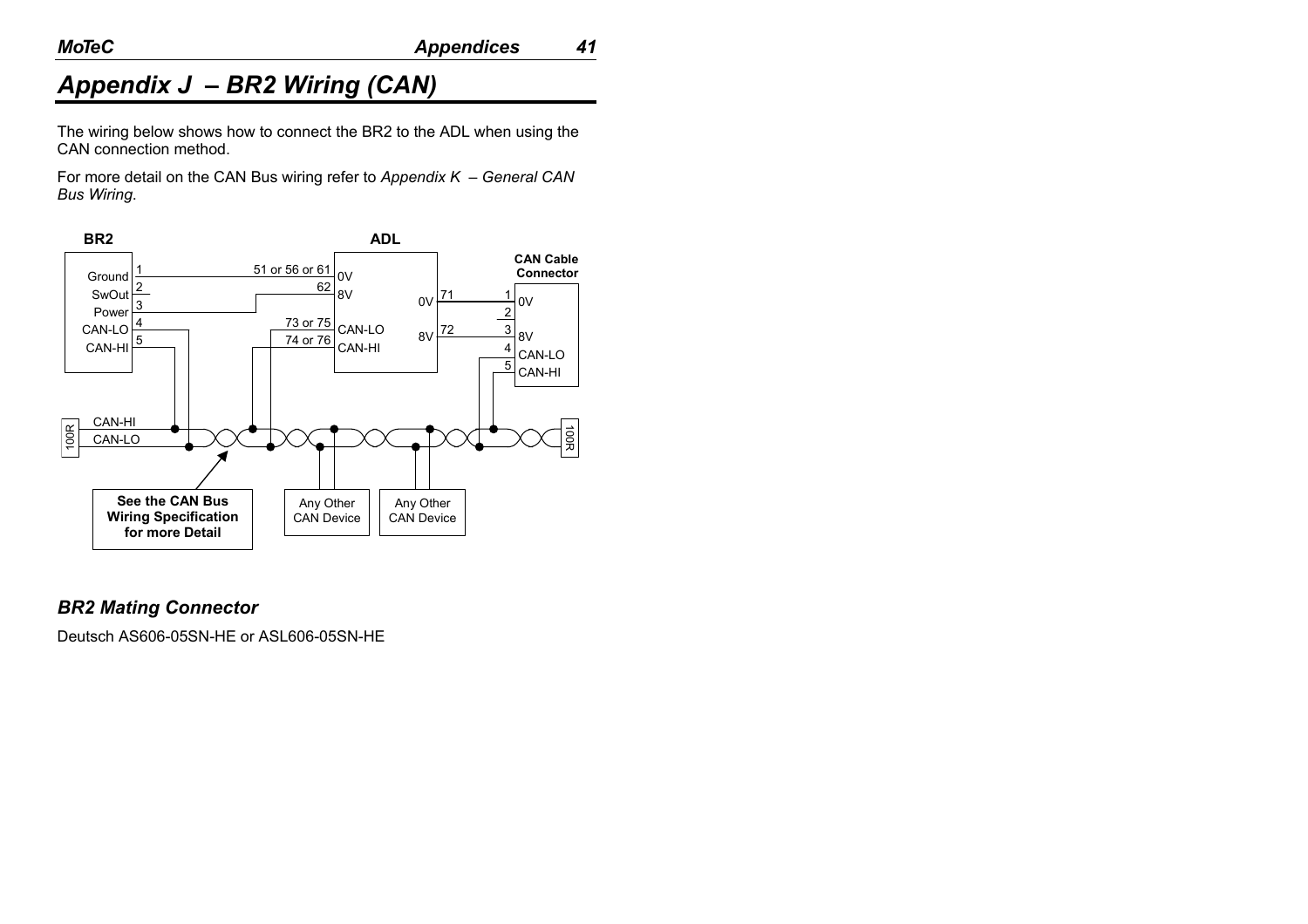# Appendix J – BR2 Wiring (CAN)

The wiring below shows how to connect the BR2 to the ADL when using the CAN connection method.

For more detail on the CAN Bus wiring refer to *Appendix K – General CAN Bus Wiring*.

## BR2 Mating Connector

Deutsch AS606-05SN-HE or ASL606-05SN-HE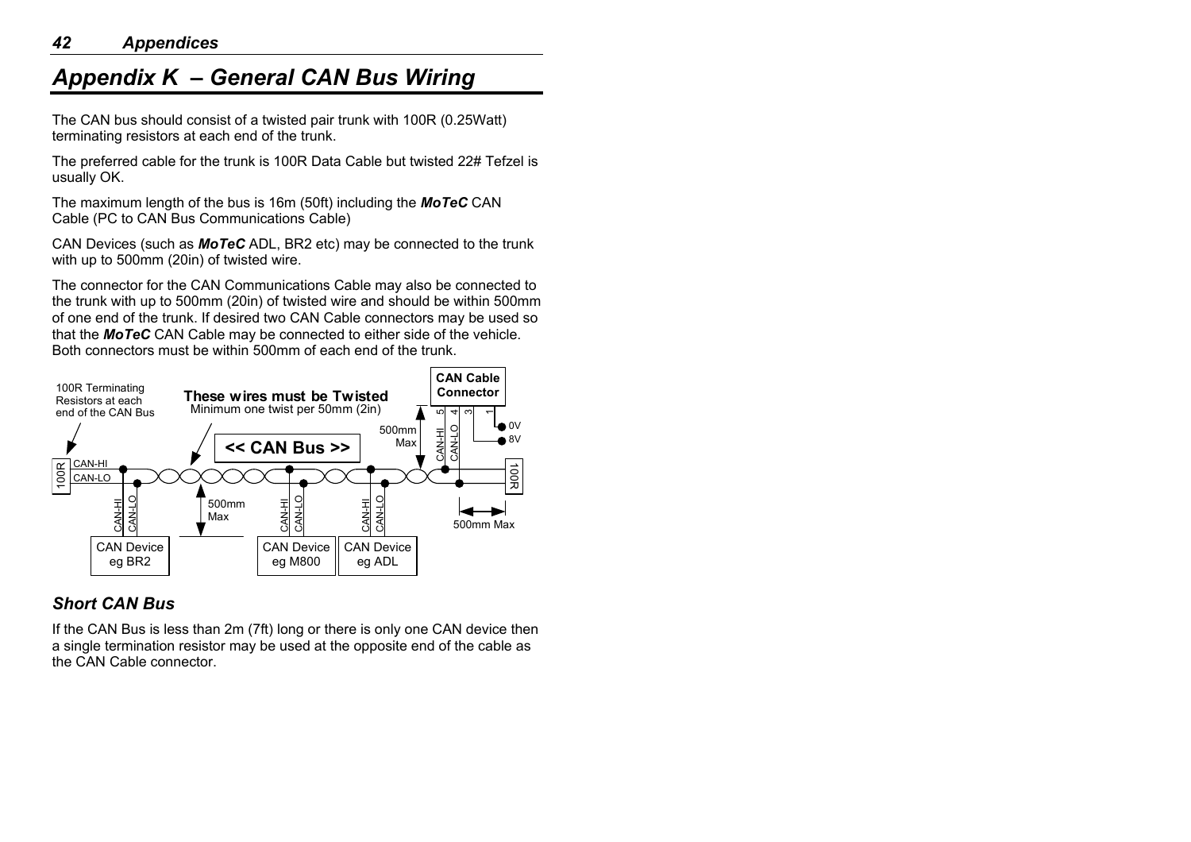# Appendix K – General CAN Bus Wiring

The CAN bus should consist of a twisted pair trunk with 100R (0.25Watt) terminating resistors at each end of the trunk.

The preferred cable for the trunk is 100R Data Cable but twisted 22# Tefzel is usually OK.

The maximum length of the bus is 16m (50ft) including the ***MoTeC*** CAN Cable (PC to CAN Bus Communications Cable)

CAN Devices (such as ***MoTeC*** ADL, BR2 etc) may be connected to the trunk with up to 500mm (20in) of twisted wire.

The connector for the CAN Communications Cable may also be connected to the trunk with up to 500mm (20in) of twisted wire and should be within 500mm of one end of the trunk. If desired two CAN Cable connectors may be used so that the ***MoTeC*** CAN Cable may be connected to either side of the vehicle. Both connectors must be within 500mm of each end of the trunk.

100R Terminating Resistors at each end of the CAN Bus

**These wires must be Twisted**
Minimum one twist per 50mm (2in)

**<< CAN Bus >>**

**CAN Cable Connector**

500mm Max

500mm Max

500mm Max

CAN Device eg BR2

CAN Device eg M800

CAN Device eg ADL

## Short CAN Bus

If the CAN Bus is less than 2m (7ft) long or there is only one CAN device then a single termination resistor may be used at the opposite end of the cable as the CAN Cable connector.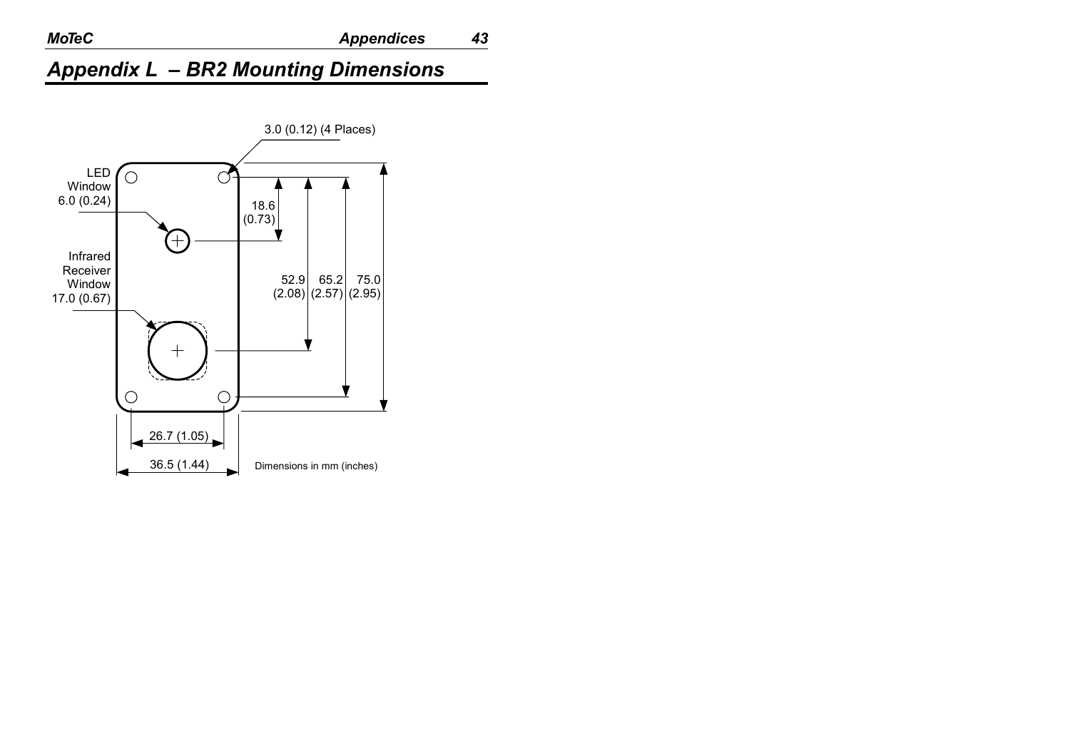# Appendix L – BR2 Mounting Dimensions

3.0 (0.12) (4 Places)

LED Window 6.0 (0.24)

Infrared Receiver Window 17.0 (0.67)

18.6 (0.73)

52.9 (2.08)

65.2 (2.57)

75.0 (2.95)

26.7 (1.05)

36.5 (1.44)

Dimensions in mm (inches)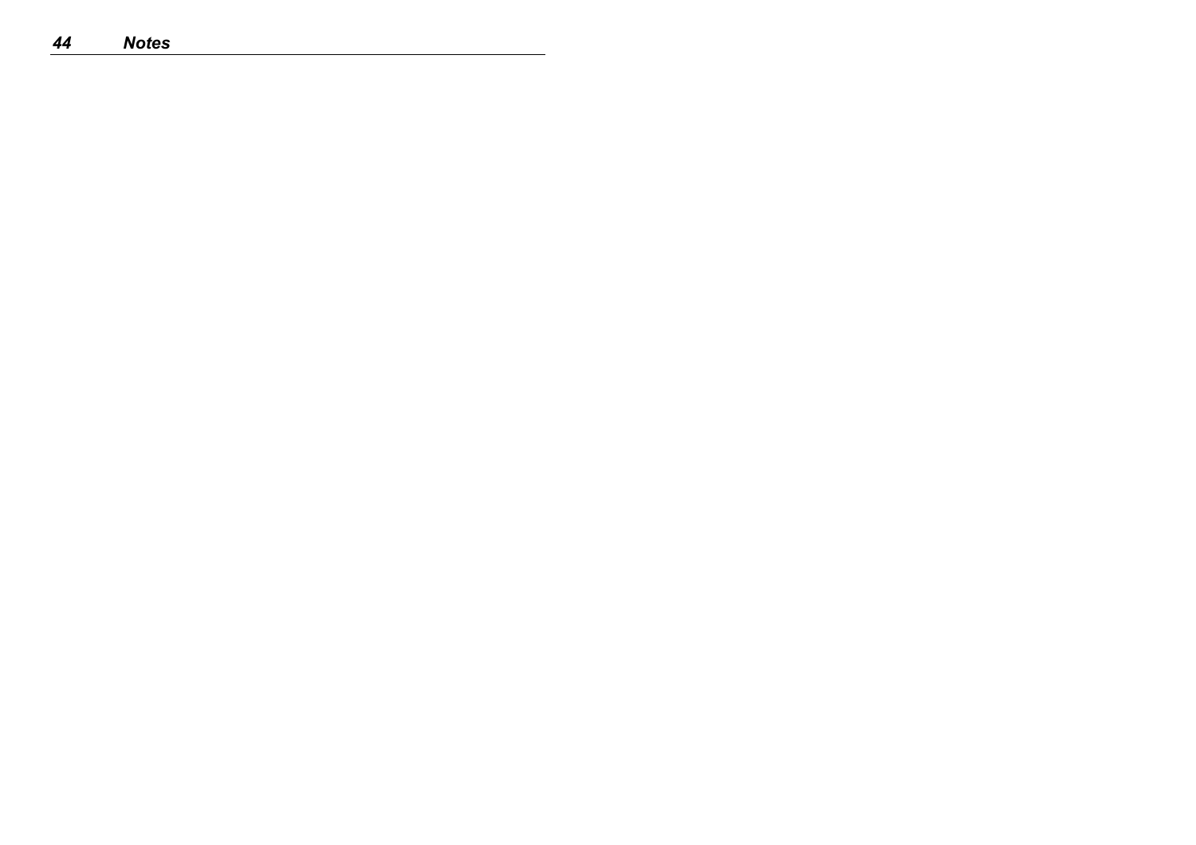## Notes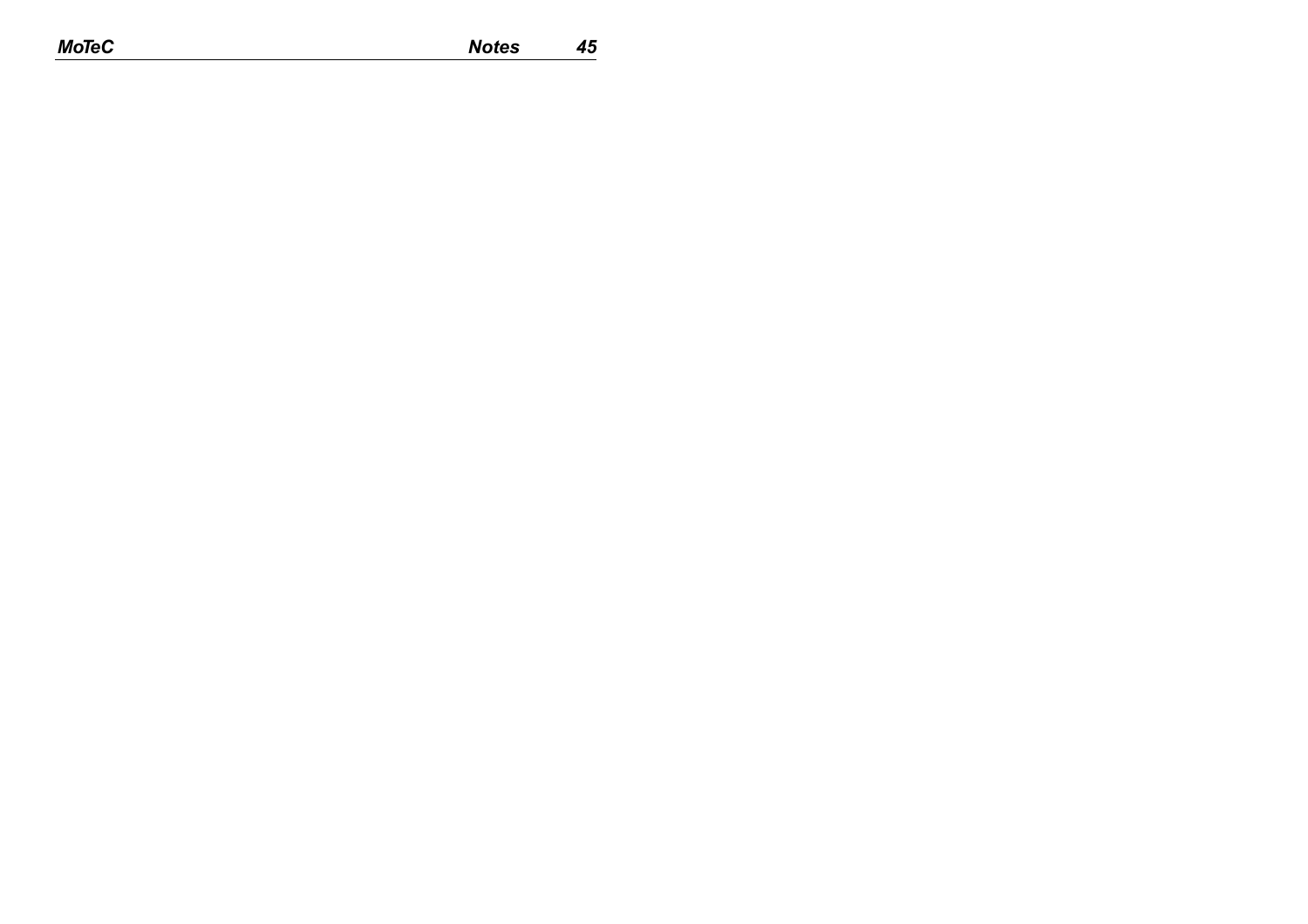# Notes